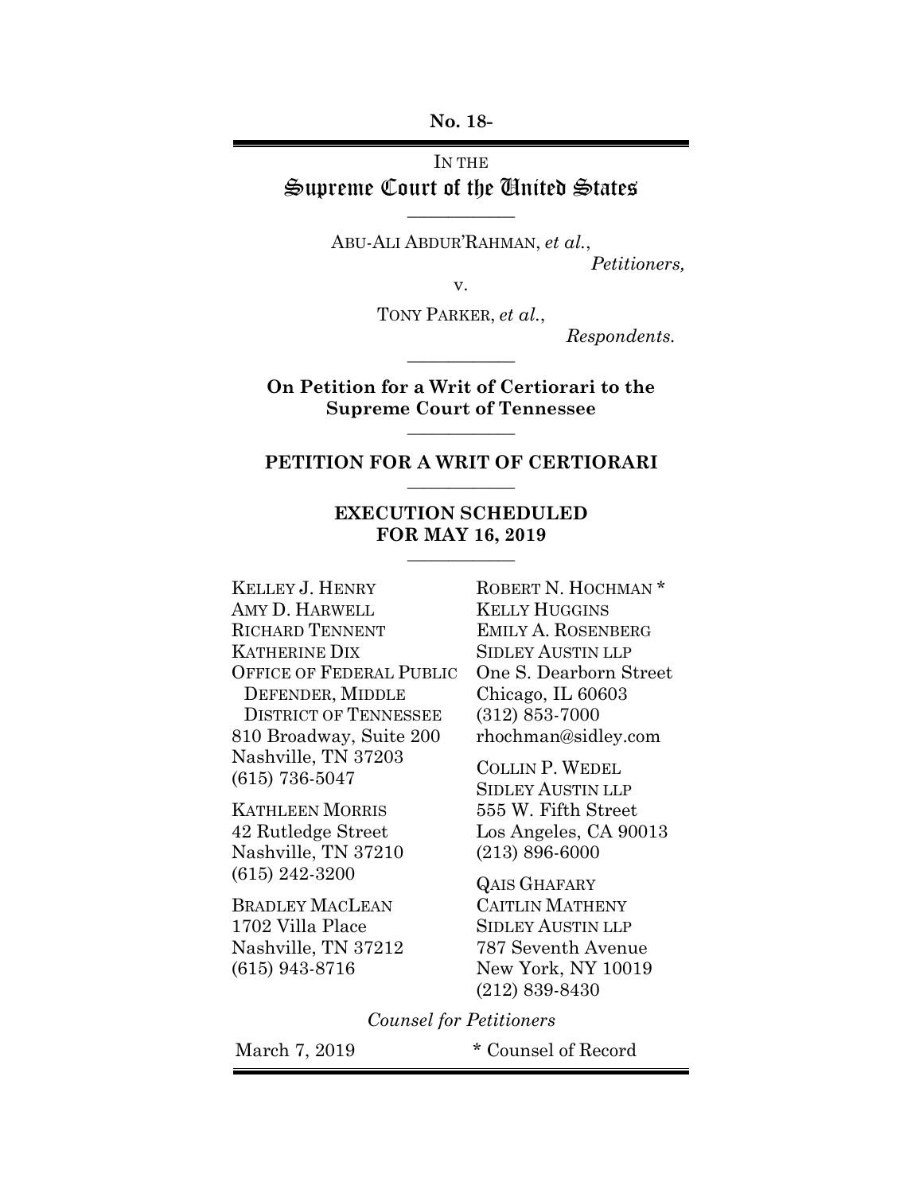**No. 18-**

IN THE
# Supreme Court of the United States

———————

ABU-ALI ABDUR'RAHMAN, *et al.*,
*Petitioners,*

v.

TONY PARKER, *et al.*,
*Respondents.*

———————

**On Petition for a Writ of Certiorari to the Supreme Court of Tennessee**

———————

**PETITION FOR A WRIT OF CERTIORARI**

———————

**EXECUTION SCHEDULED FOR MAY 16, 2019**

———————

KELLEY J. HENRY
AMY D. HARWELL
RICHARD TENNENT
KATHERINE DIX
OFFICE OF FEDERAL PUBLIC DEFENDER, MIDDLE DISTRICT OF TENNESSEE
810 Broadway, Suite 200
Nashville, TN 37203
(615) 736-5047

KATHLEEN MORRIS
42 Rutledge Street
Nashville, TN 37210
(615) 242-3200

BRADLEY MACLEAN
1702 Villa Place
Nashville, TN 37212
(615) 943-8716

ROBERT N. HOCHMAN *
KELLY HUGGINS
EMILY A. ROSENBERG
SIDLEY AUSTIN LLP
One S. Dearborn Street
Chicago, IL 60603
(312) 853-7000
rhochman@sidley.com

COLLIN P. WEDEL
SIDLEY AUSTIN LLP
555 W. Fifth Street
Los Angeles, CA 90013
(213) 896-6000

QAIS GHAFARY
CAITLIN MATHENY
SIDLEY AUSTIN LLP
787 Seventh Avenue
New York, NY 10019
(212) 839-8430

*Counsel for Petitioners*

March 7, 2019

\* Counsel of Record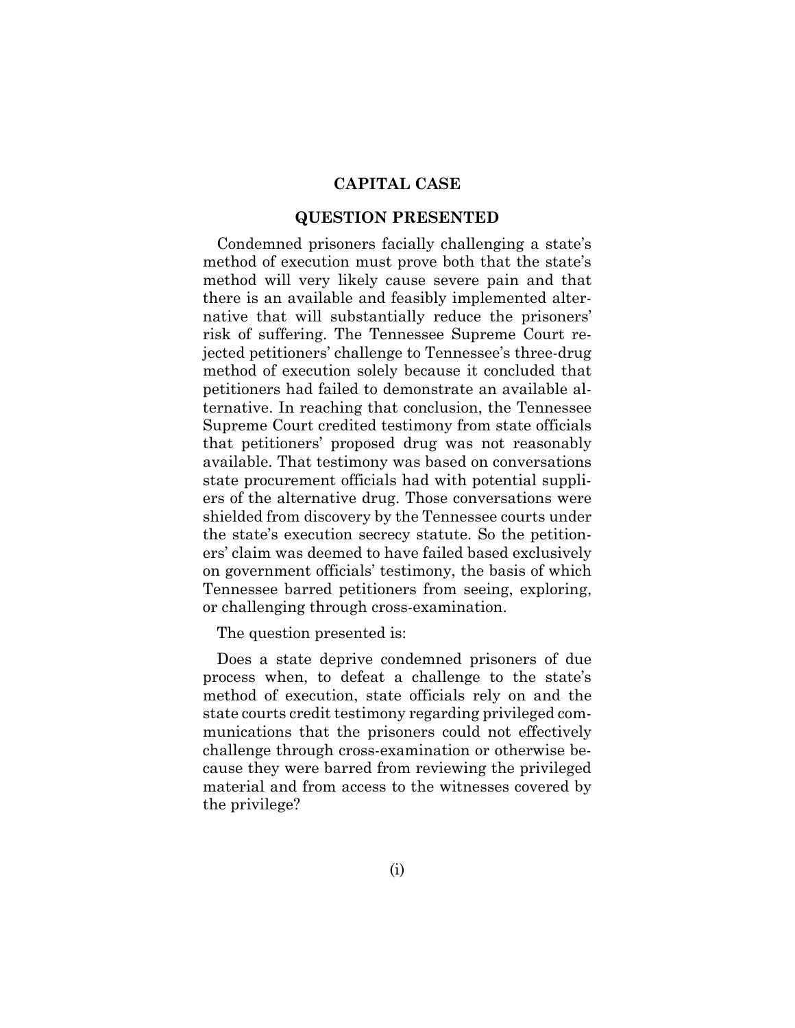## CAPITAL CASE

## QUESTION PRESENTED

Condemned prisoners facially challenging a state's method of execution must prove both that the state's method will very likely cause severe pain and that there is an available and feasibly implemented alternative that will substantially reduce the prisoners' risk of suffering. The Tennessee Supreme Court rejected petitioners' challenge to Tennessee's three-drug method of execution solely because it concluded that petitioners had failed to demonstrate an available alternative. In reaching that conclusion, the Tennessee Supreme Court credited testimony from state officials that petitioners' proposed drug was not reasonably available. That testimony was based on conversations state procurement officials had with potential suppliers of the alternative drug. Those conversations were shielded from discovery by the Tennessee courts under the state's execution secrecy statute. So the petitioners' claim was deemed to have failed based exclusively on government officials' testimony, the basis of which Tennessee barred petitioners from seeing, exploring, or challenging through cross-examination.

The question presented is:

Does a state deprive condemned prisoners of due process when, to defeat a challenge to the state's method of execution, state officials rely on and the state courts credit testimony regarding privileged communications that the prisoners could not effectively challenge through cross-examination or otherwise because they were barred from reviewing the privileged material and from access to the witnesses covered by the privilege?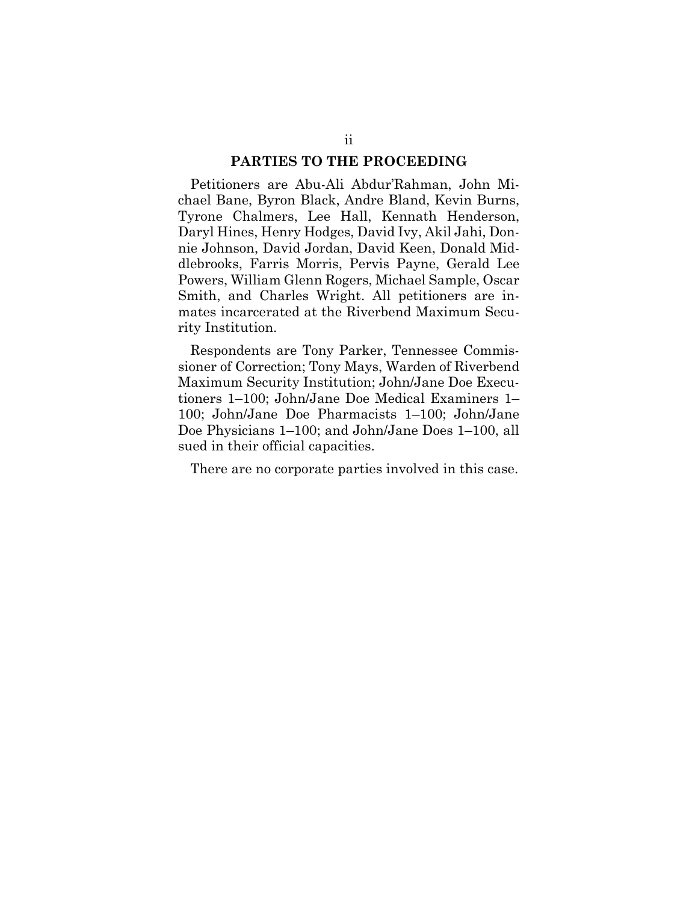## PARTIES TO THE PROCEEDING

Petitioners are Abu-Ali Abdur'Rahman, John Michael Bane, Byron Black, Andre Bland, Kevin Burns, Tyrone Chalmers, Lee Hall, Kennath Henderson, Daryl Hines, Henry Hodges, David Ivy, Akil Jahi, Donnie Johnson, David Jordan, David Keen, Donald Middlebrooks, Farris Morris, Pervis Payne, Gerald Lee Powers, William Glenn Rogers, Michael Sample, Oscar Smith, and Charles Wright. All petitioners are inmates incarcerated at the Riverbend Maximum Security Institution.

Respondents are Tony Parker, Tennessee Commissioner of Correction; Tony Mays, Warden of Riverbend Maximum Security Institution; John/Jane Doe Executioners 1–100; John/Jane Doe Medical Examiners 1–100; John/Jane Doe Pharmacists 1–100; John/Jane Doe Physicians 1–100; and John/Jane Does 1–100, all sued in their official capacities.

There are no corporate parties involved in this case.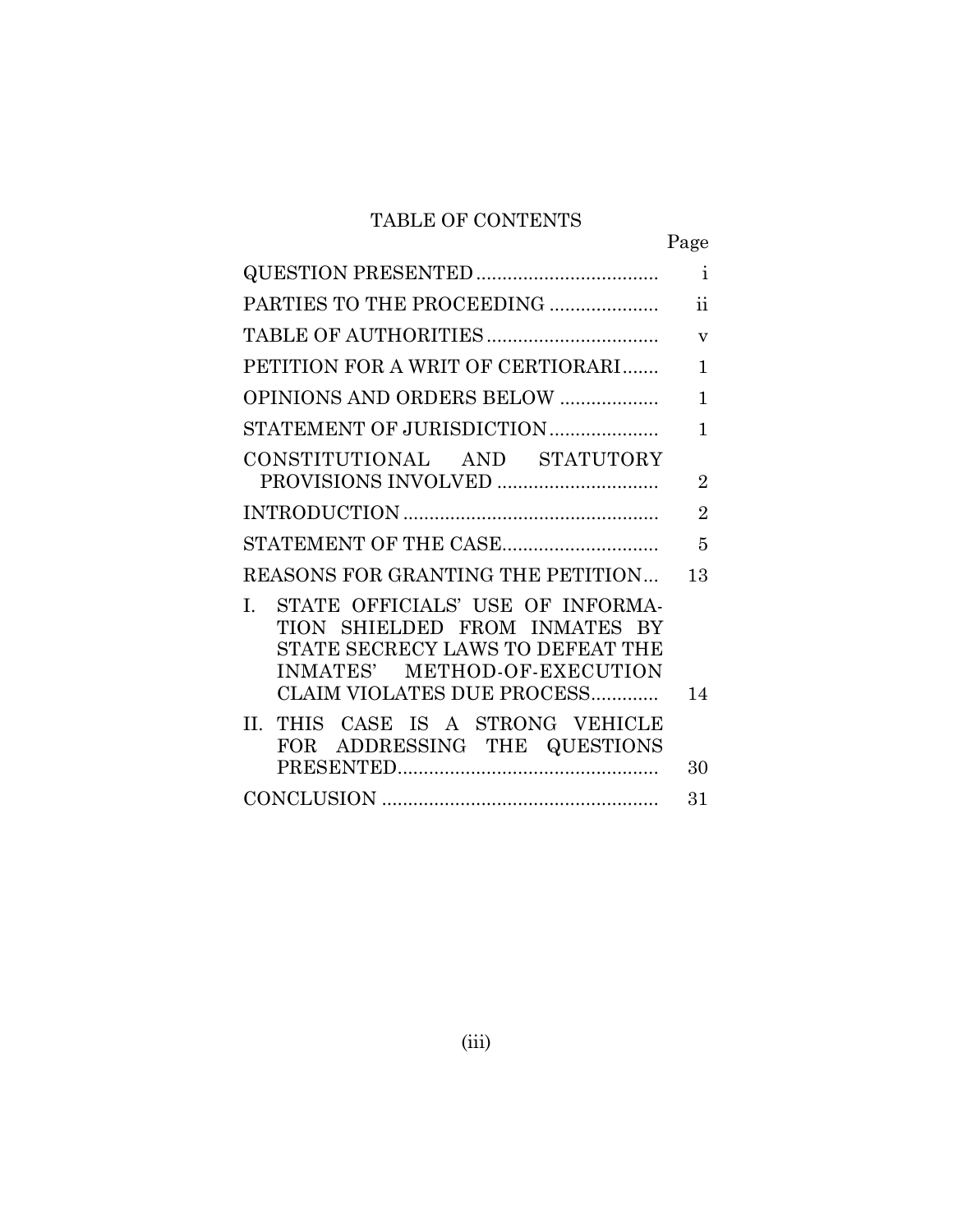# TABLE OF CONTENTS

| | Page |
|---|---|
| QUESTION PRESENTED | i |
| PARTIES TO THE PROCEEDING | ii |
| TABLE OF AUTHORITIES | v |
| PETITION FOR A WRIT OF CERTIORARI | 1 |
| OPINIONS AND ORDERS BELOW | 1 |
| STATEMENT OF JURISDICTION | 1 |
| CONSTITUTIONAL AND STATUTORY PROVISIONS INVOLVED | 2 |
| INTRODUCTION | 2 |
| STATEMENT OF THE CASE | 5 |
| REASONS FOR GRANTING THE PETITION | 13 |
| I. STATE OFFICIALS' USE OF INFORMATION SHIELDED FROM INMATES BY STATE SECRECY LAWS TO DEFEAT THE INMATES' METHOD-OF-EXECUTION CLAIM VIOLATES DUE PROCESS | 14 |
| II. THIS CASE IS A STRONG VEHICLE FOR ADDRESSING THE QUESTIONS PRESENTED | 30 |
| CONCLUSION | 31 |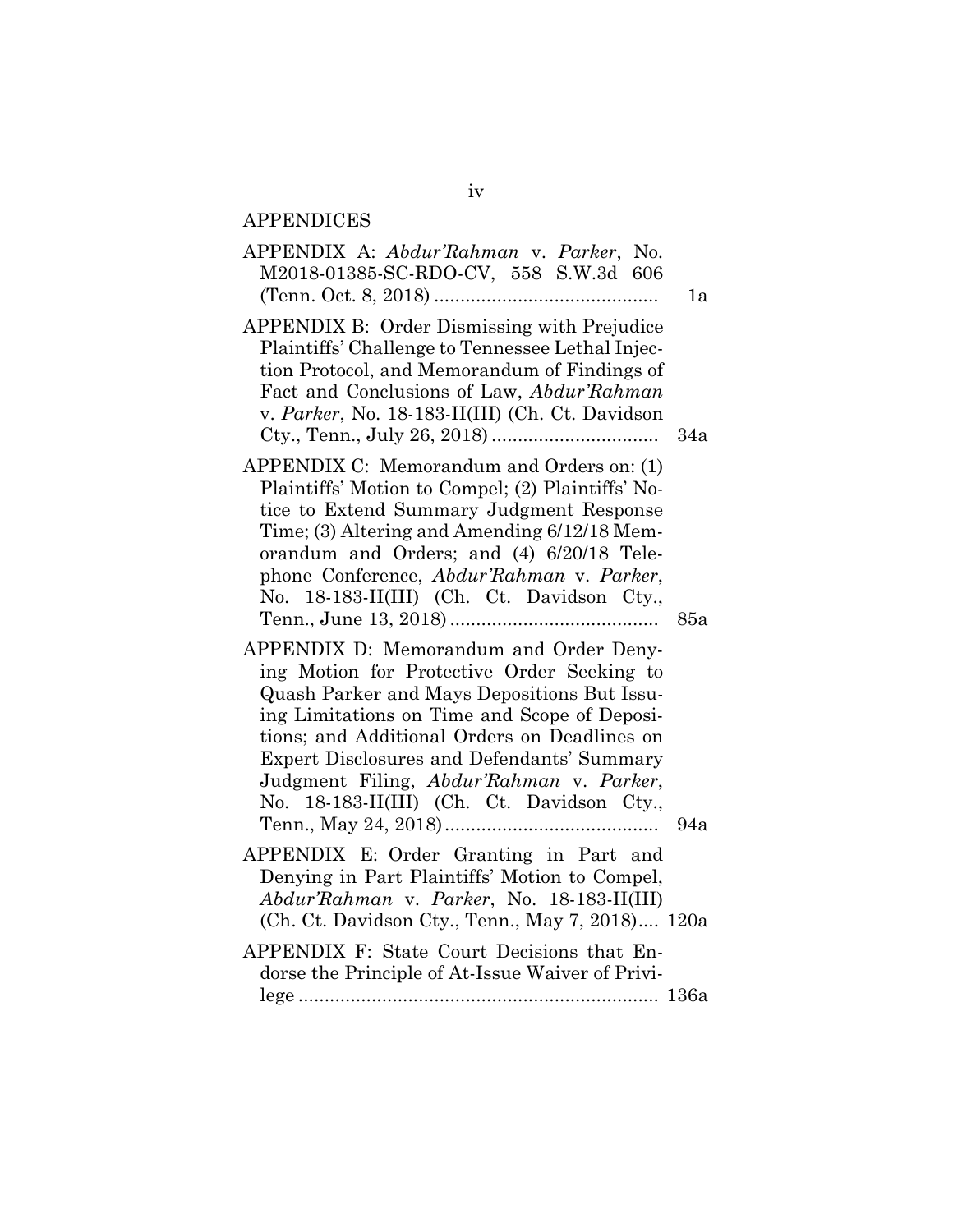APPENDICES

APPENDIX A: *Abdur'Rahman* v. *Parker*, No. M2018-01385-SC-RDO-CV, 558 S.W.3d 606 (Tenn. Oct. 8, 2018) .......................................... 1a

APPENDIX B: Order Dismissing with Prejudice Plaintiffs' Challenge to Tennessee Lethal Injection Protocol, and Memorandum of Findings of Fact and Conclusions of Law, *Abdur'Rahman* v. *Parker*, No. 18-183-II(III) (Ch. Ct. Davidson Cty., Tenn., July 26, 2018) ................................ 34a

APPENDIX C: Memorandum and Orders on: (1) Plaintiffs' Motion to Compel; (2) Plaintiffs' Notice to Extend Summary Judgment Response Time; (3) Altering and Amending 6/12/18 Memorandum and Orders; and (4) 6/20/18 Telephone Conference, *Abdur'Rahman* v. *Parker*, No. 18-183-II(III) (Ch. Ct. Davidson Cty., Tenn., June 13, 2018) ....................................... 85a

APPENDIX D: Memorandum and Order Denying Motion for Protective Order Seeking to Quash Parker and Mays Depositions But Issuing Limitations on Time and Scope of Depositions; and Additional Orders on Deadlines on Expert Disclosures and Defendants' Summary Judgment Filing, *Abdur'Rahman* v. *Parker*, No. 18-183-II(III) (Ch. Ct. Davidson Cty., Tenn., May 24, 2018) ......................................... 94a

APPENDIX E: Order Granting in Part and Denying in Part Plaintiffs' Motion to Compel, *Abdur'Rahman* v. *Parker*, No. 18-183-II(III) (Ch. Ct. Davidson Cty., Tenn., May 7, 2018).... 120a

APPENDIX F: State Court Decisions that Endorse the Principle of At-Issue Waiver of Privilege ..................................................................... 136a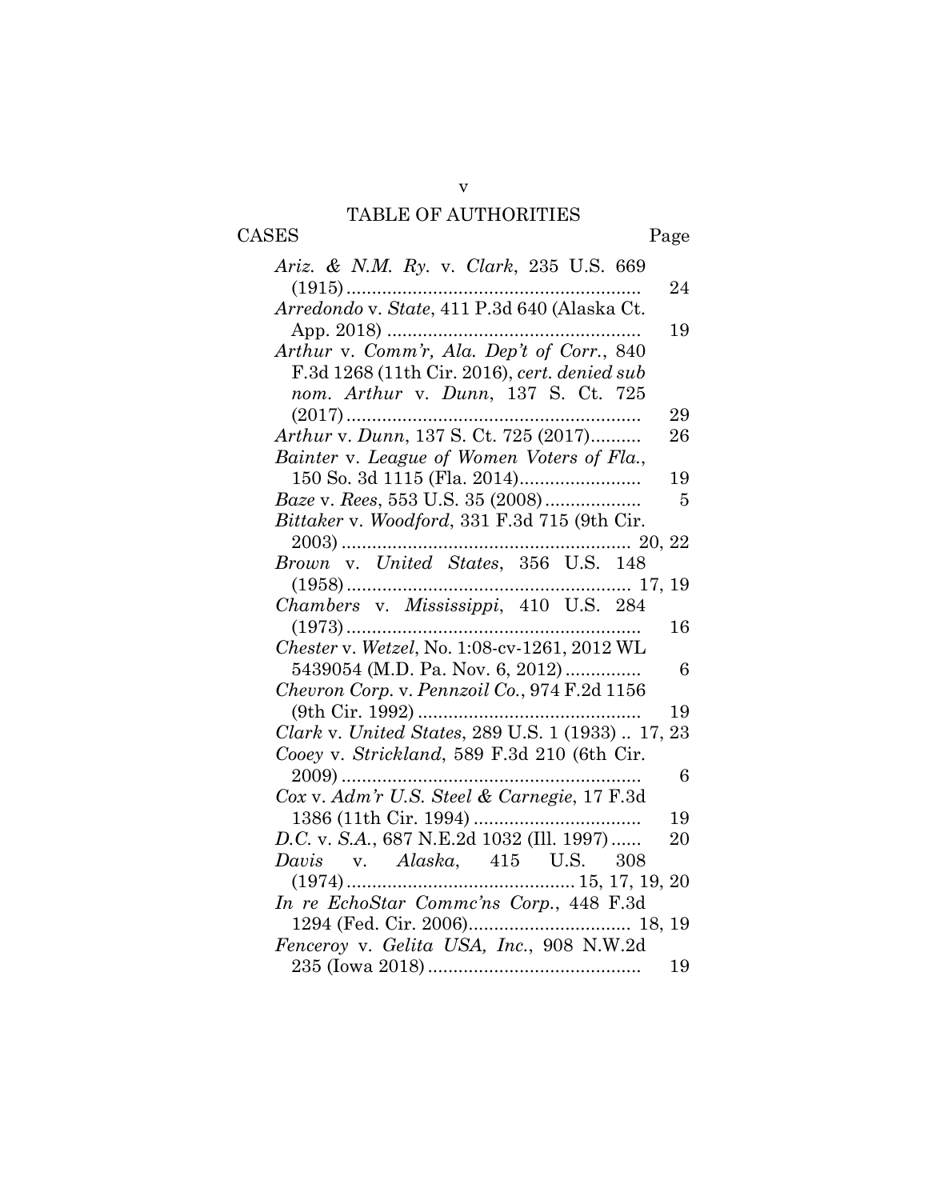# TABLE OF AUTHORITIES

CASES — Page

*Ariz. & N.M. Ry.* v. *Clark*, 235 U.S. 669 (1915) .......... 24

*Arredondo* v. *State*, 411 P.3d 640 (Alaska Ct. App. 2018) .......... 19

*Arthur* v. *Comm'r, Ala. Dep't of Corr.*, 840 F.3d 1268 (11th Cir. 2016), *cert. denied sub nom. Arthur* v. *Dunn*, 137 S. Ct. 725 (2017) .......... 29

*Arthur* v. *Dunn*, 137 S. Ct. 725 (2017) .......... 26

*Bainter* v. *League of Women Voters of Fla.*, 150 So. 3d 1115 (Fla. 2014) .......... 19

*Baze* v. *Rees*, 553 U.S. 35 (2008) .......... 5

*Bittaker* v. *Woodford*, 331 F.3d 715 (9th Cir. 2003) .......... 20, 22

*Brown* v. *United States*, 356 U.S. 148 (1958) .......... 17, 19

*Chambers* v. *Mississippi*, 410 U.S. 284 (1973) .......... 16

*Chester* v. *Wetzel*, No. 1:08-cv-1261, 2012 WL 5439054 (M.D. Pa. Nov. 6, 2012) .......... 6

*Chevron Corp.* v. *Pennzoil Co.*, 974 F.2d 1156 (9th Cir. 1992) .......... 19

*Clark* v. *United States*, 289 U.S. 1 (1933) .. 17, 23

*Cooey* v. *Strickland*, 589 F.3d 210 (6th Cir. 2009) .......... 6

*Cox* v. *Adm'r U.S. Steel & Carnegie*, 17 F.3d 1386 (11th Cir. 1994) .......... 19

*D.C.* v. *S.A.*, 687 N.E.2d 1032 (Ill. 1997) .......... 20

*Davis* v. *Alaska*, 415 U.S. 308 (1974) .......... 15, 17, 19, 20

*In re EchoStar Commc'ns Corp.*, 448 F.3d 1294 (Fed. Cir. 2006) .......... 18, 19

*Fenceroy* v. *Gelita USA, Inc.*, 908 N.W.2d 235 (Iowa 2018) .......... 19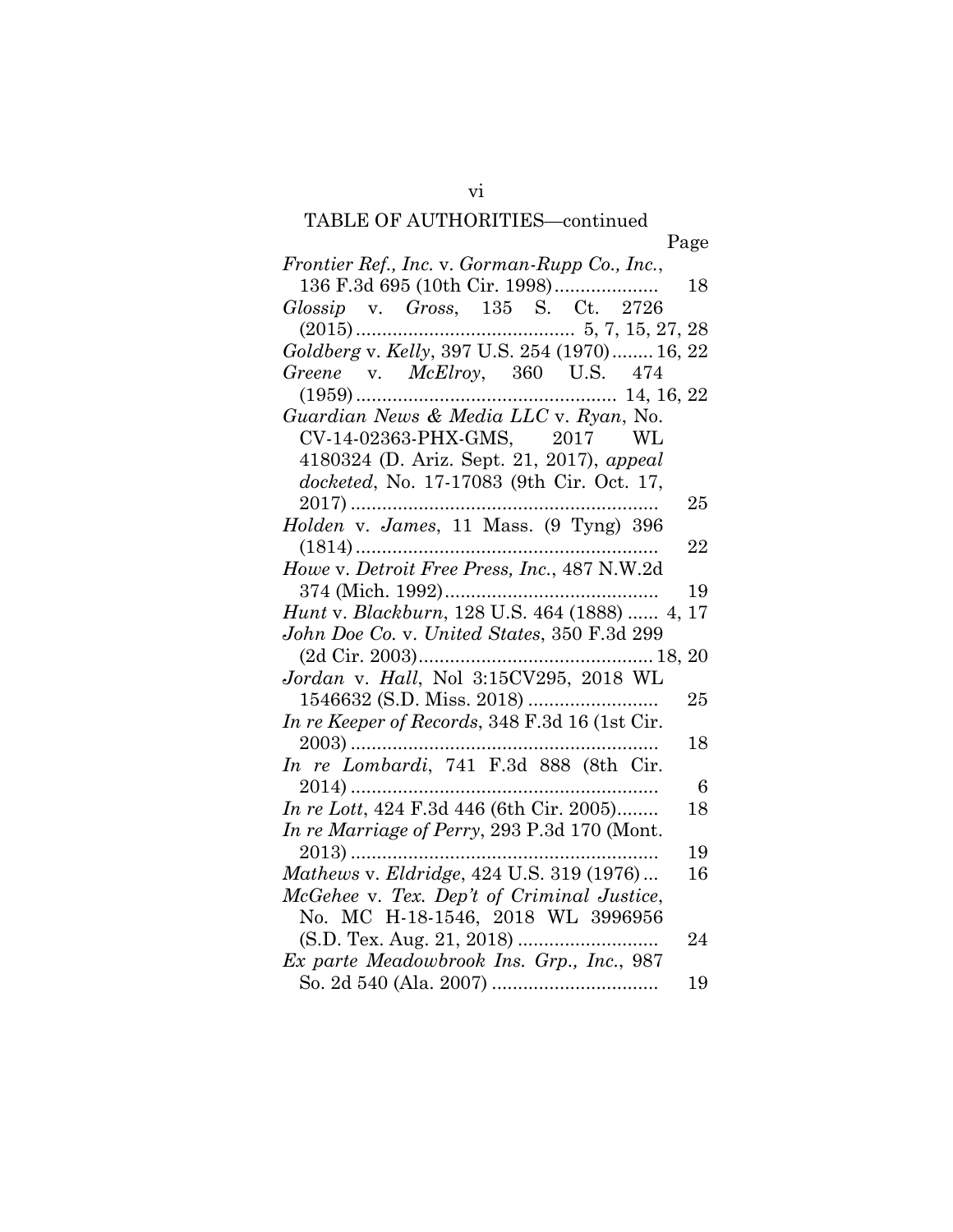TABLE OF AUTHORITIES—continued

| | Page |
|---|---|
| *Frontier Ref., Inc.* v. *Gorman-Rupp Co., Inc.*, 136 F.3d 695 (10th Cir. 1998) | 18 |
| *Glossip* v. *Gross*, 135 S. Ct. 2726 (2015) | 5, 7, 15, 27, 28 |
| *Goldberg* v. *Kelly*, 397 U.S. 254 (1970) | 16, 22 |
| *Greene* v. *McElroy*, 360 U.S. 474 (1959) | 14, 16, 22 |
| *Guardian News & Media LLC* v. *Ryan*, No. CV-14-02363-PHX-GMS, 2017 WL 4180324 (D. Ariz. Sept. 21, 2017), *appeal docketed*, No. 17-17083 (9th Cir. Oct. 17, 2017) | 25 |
| *Holden* v. *James*, 11 Mass. (9 Tyng) 396 (1814) | 22 |
| *Howe* v. *Detroit Free Press, Inc.*, 487 N.W.2d 374 (Mich. 1992) | 19 |
| *Hunt* v. *Blackburn*, 128 U.S. 464 (1888) | 4, 17 |
| *John Doe Co.* v. *United States*, 350 F.3d 299 (2d Cir. 2003) | 18, 20 |
| *Jordan* v. *Hall*, Nol 3:15CV295, 2018 WL 1546632 (S.D. Miss. 2018) | 25 |
| *In re Keeper of Records*, 348 F.3d 16 (1st Cir. 2003) | 18 |
| *In re Lombardi*, 741 F.3d 888 (8th Cir. 2014) | 6 |
| *In re Lott*, 424 F.3d 446 (6th Cir. 2005) | 18 |
| *In re Marriage of Perry*, 293 P.3d 170 (Mont. 2013) | 19 |
| *Mathews* v. *Eldridge*, 424 U.S. 319 (1976) | 16 |
| *McGehee* v. *Tex. Dep't of Criminal Justice*, No. MC H-18-1546, 2018 WL 3996956 (S.D. Tex. Aug. 21, 2018) | 24 |
| *Ex parte Meadowbrook Ins. Grp., Inc.*, 987 So. 2d 540 (Ala. 2007) | 19 |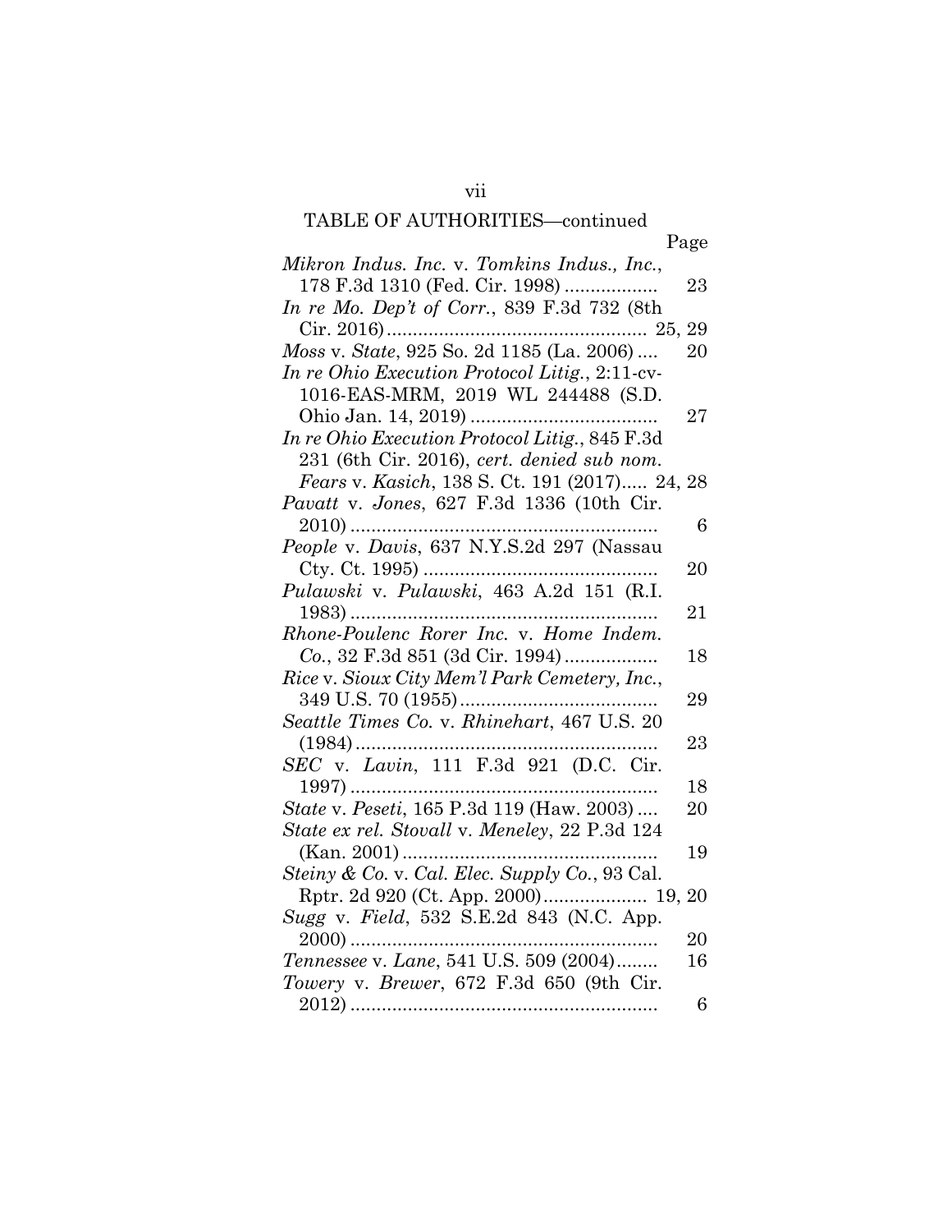TABLE OF AUTHORITIES—continued

| | Page |
|---|---|
| *Mikron Indus. Inc.* v. *Tomkins Indus., Inc.*, 178 F.3d 1310 (Fed. Cir. 1998) | 23 |
| *In re Mo. Dep't of Corr.*, 839 F.3d 732 (8th Cir. 2016) | 25, 29 |
| *Moss* v. *State*, 925 So. 2d 1185 (La. 2006) | 20 |
| *In re Ohio Execution Protocol Litig.*, 2:11-cv-1016-EAS-MRM, 2019 WL 244488 (S.D. Ohio Jan. 14, 2019) | 27 |
| *In re Ohio Execution Protocol Litig.*, 845 F.3d 231 (6th Cir. 2016), *cert. denied sub nom. Fears* v. *Kasich*, 138 S. Ct. 191 (2017) | 24, 28 |
| *Pavatt* v. *Jones*, 627 F.3d 1336 (10th Cir. 2010) | 6 |
| *People* v. *Davis*, 637 N.Y.S.2d 297 (Nassau Cty. Ct. 1995) | 20 |
| *Pulawski* v. *Pulawski*, 463 A.2d 151 (R.I. 1983) | 21 |
| *Rhone-Poulenc Rorer Inc.* v. *Home Indem. Co.*, 32 F.3d 851 (3d Cir. 1994) | 18 |
| *Rice* v. *Sioux City Mem'l Park Cemetery, Inc.*, 349 U.S. 70 (1955) | 29 |
| *Seattle Times Co.* v. *Rhinehart*, 467 U.S. 20 (1984) | 23 |
| *SEC* v. *Lavin*, 111 F.3d 921 (D.C. Cir. 1997) | 18 |
| *State* v. *Peseti*, 165 P.3d 119 (Haw. 2003) | 20 |
| *State ex rel. Stovall* v. *Meneley*, 22 P.3d 124 (Kan. 2001) | 19 |
| *Steiny & Co.* v. *Cal. Elec. Supply Co.*, 93 Cal. Rptr. 2d 920 (Ct. App. 2000) | 19, 20 |
| *Sugg* v. *Field*, 532 S.E.2d 843 (N.C. App. 2000) | 20 |
| *Tennessee* v. *Lane*, 541 U.S. 509 (2004) | 16 |
| *Towery* v. *Brewer*, 672 F.3d 650 (9th Cir. 2012) | 6 |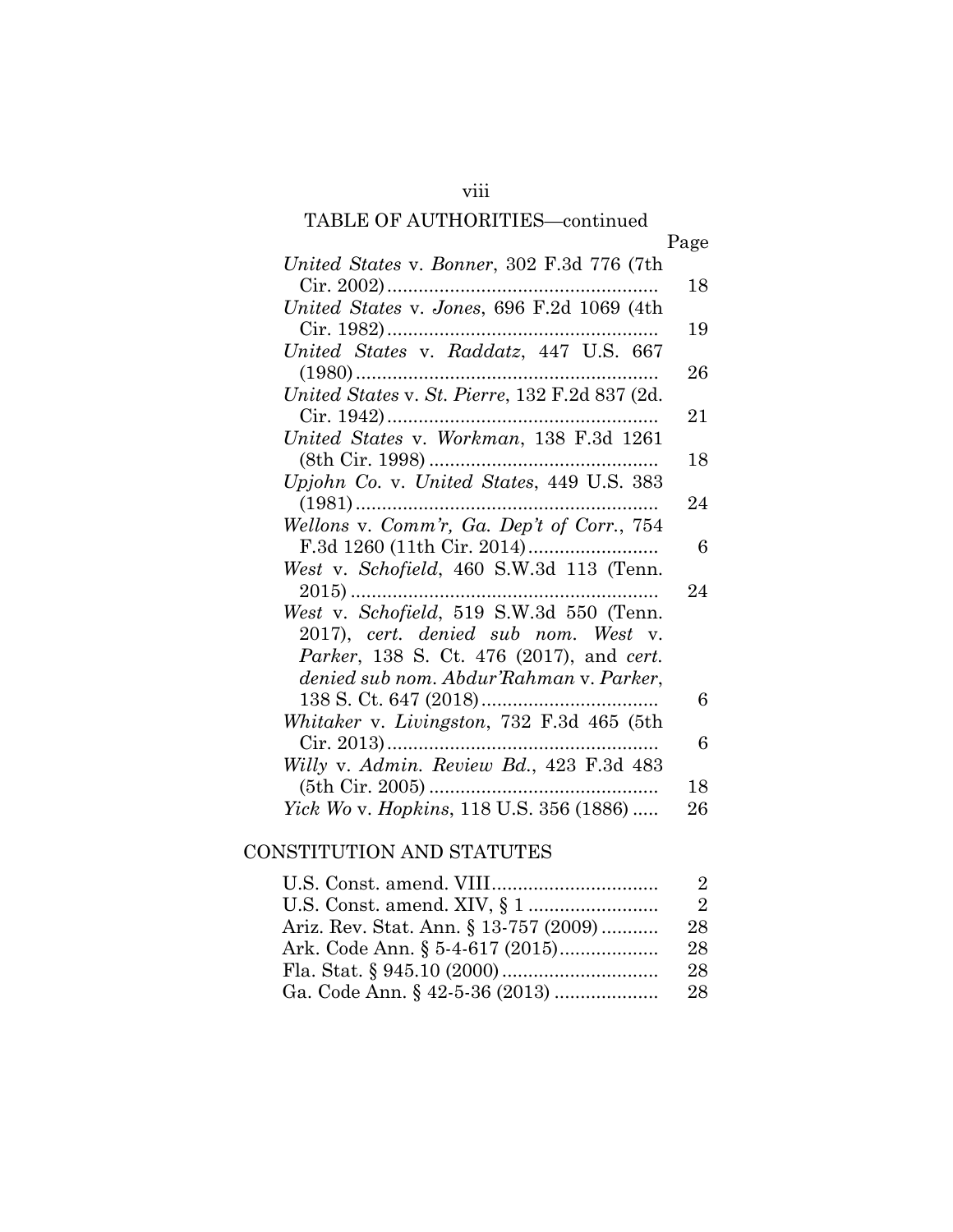TABLE OF AUTHORITIES—continued

| | Page |
|---|---|
| *United States* v. *Bonner*, 302 F.3d 776 (7th Cir. 2002) | 18 |
| *United States* v. *Jones*, 696 F.2d 1069 (4th Cir. 1982) | 19 |
| *United States* v. *Raddatz*, 447 U.S. 667 (1980) | 26 |
| *United States* v. *St. Pierre*, 132 F.2d 837 (2d. Cir. 1942) | 21 |
| *United States* v. *Workman*, 138 F.3d 1261 (8th Cir. 1998) | 18 |
| *Upjohn Co.* v. *United States*, 449 U.S. 383 (1981) | 24 |
| *Wellons* v. *Comm'r, Ga. Dep't of Corr.*, 754 F.3d 1260 (11th Cir. 2014) | 6 |
| *West* v. *Schofield*, 460 S.W.3d 113 (Tenn. 2015) | 24 |
| *West* v. *Schofield*, 519 S.W.3d 550 (Tenn. 2017), *cert. denied sub nom. West* v. *Parker*, 138 S. Ct. 476 (2017), and *cert. denied sub nom. Abdur'Rahman* v. *Parker*, 138 S. Ct. 647 (2018) | 6 |
| *Whitaker* v. *Livingston*, 732 F.3d 465 (5th Cir. 2013) | 6 |
| *Willy* v. *Admin. Review Bd.*, 423 F.3d 483 (5th Cir. 2005) | 18 |
| *Yick Wo* v. *Hopkins*, 118 U.S. 356 (1886) | 26 |

## CONSTITUTION AND STATUTES

| | |
|---|---|
| U.S. Const. amend. VIII | 2 |
| U.S. Const. amend. XIV, § 1 | 2 |
| Ariz. Rev. Stat. Ann. § 13-757 (2009) | 28 |
| Ark. Code Ann. § 5-4-617 (2015) | 28 |
| Fla. Stat. § 945.10 (2000) | 28 |
| Ga. Code Ann. § 42-5-36 (2013) | 28 |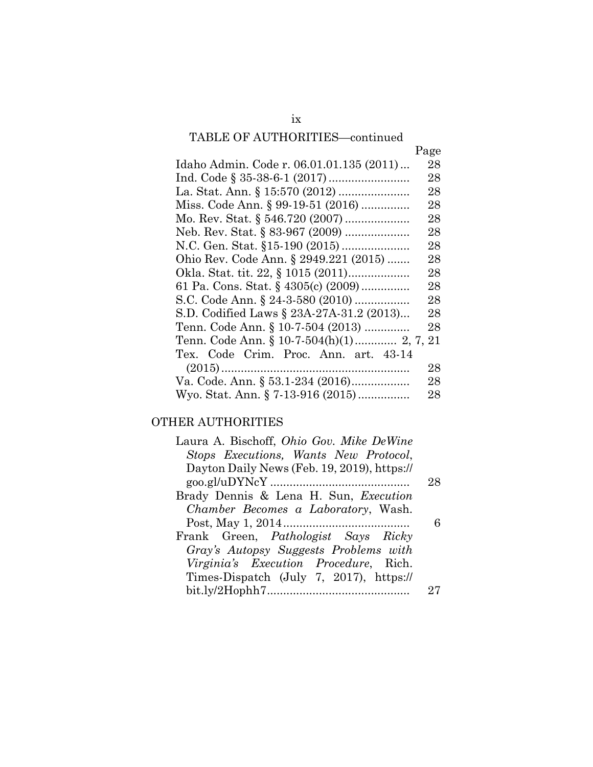TABLE OF AUTHORITIES—continued

| | Page |
|---|---|
| Idaho Admin. Code r. 06.01.01.135 (2011) | 28 |
| Ind. Code § 35-38-6-1 (2017) | 28 |
| La. Stat. Ann. § 15:570 (2012) | 28 |
| Miss. Code Ann. § 99-19-51 (2016) | 28 |
| Mo. Rev. Stat. § 546.720 (2007) | 28 |
| Neb. Rev. Stat. § 83-967 (2009) | 28 |
| N.C. Gen. Stat. §15-190 (2015) | 28 |
| Ohio Rev. Code Ann. § 2949.221 (2015) | 28 |
| Okla. Stat. tit. 22, § 1015 (2011) | 28 |
| 61 Pa. Cons. Stat. § 4305(c) (2009) | 28 |
| S.C. Code Ann. § 24-3-580 (2010) | 28 |
| S.D. Codified Laws § 23A-27A-31.2 (2013) | 28 |
| Tenn. Code Ann. § 10-7-504 (2013) | 28 |
| Tenn. Code Ann. § 10-7-504(h)(1) | 2, 7, 21 |
| Tex. Code Crim. Proc. Ann. art. 43-14 (2015) | 28 |
| Va. Code. Ann. § 53.1-234 (2016) | 28 |
| Wyo. Stat. Ann. § 7-13-916 (2015) | 28 |

OTHER AUTHORITIES

| | |
|---|---|
| Laura A. Bischoff, *Ohio Gov. Mike DeWine Stops Executions, Wants New Protocol*, Dayton Daily News (Feb. 19, 2019), https://goo.gl/uDYNcY | 28 |
| Brady Dennis & Lena H. Sun, *Execution Chamber Becomes a Laboratory*, Wash. Post, May 1, 2014 | 6 |
| Frank Green, *Pathologist Says Ricky Gray's Autopsy Suggests Problems with Virginia's Execution Procedure*, Rich. Times-Dispatch (July 7, 2017), https://bit.ly/2Hophh7 | 27 |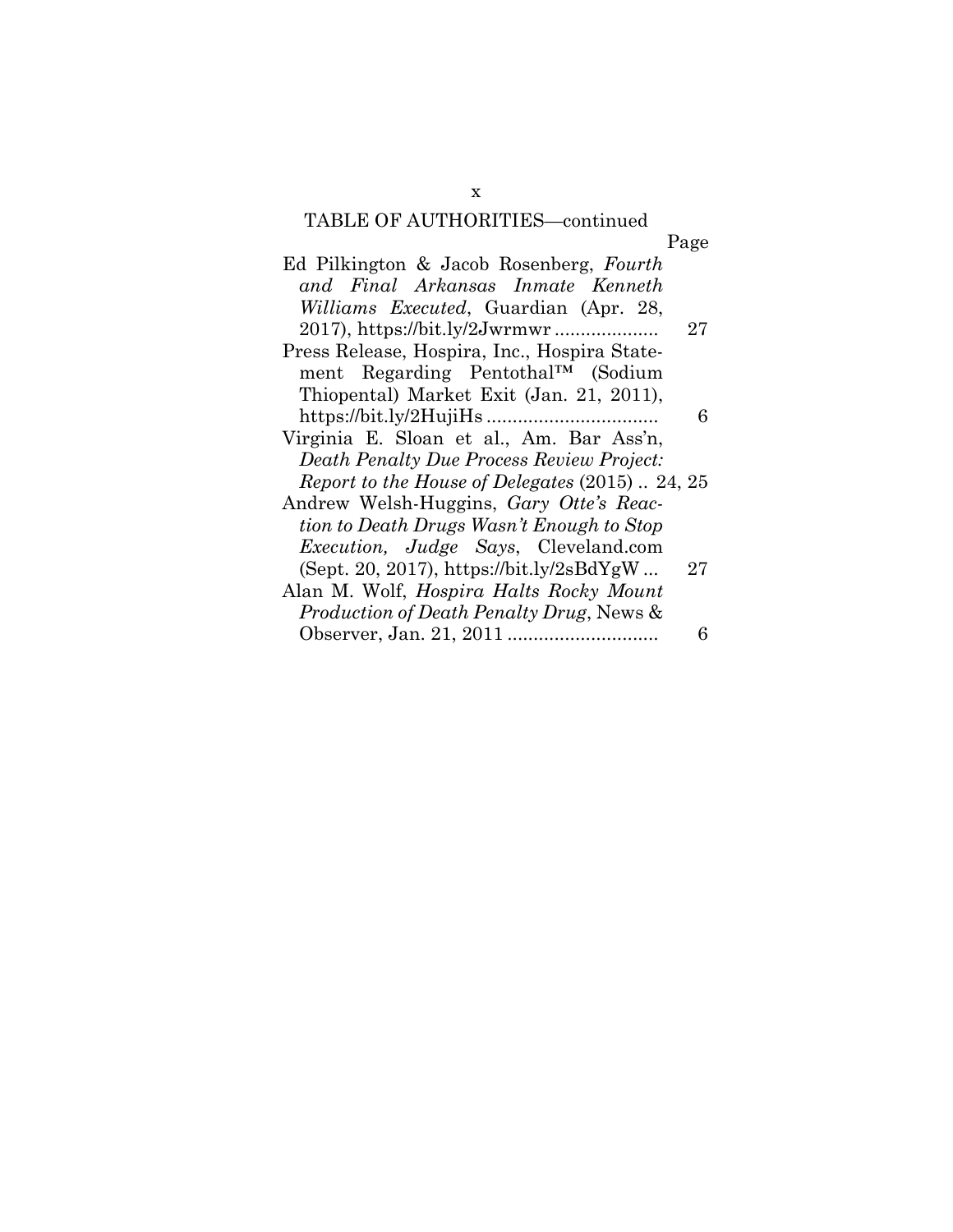TABLE OF AUTHORITIES—continued

| | Page |
|---|---|
| Ed Pilkington & Jacob Rosenberg, *Fourth and Final Arkansas Inmate Kenneth Williams Executed*, Guardian (Apr. 28, 2017), https://bit.ly/2Jwrmwr .................... | 27 |
| Press Release, Hospira, Inc., Hospira Statement Regarding Pentothal™ (Sodium Thiopental) Market Exit (Jan. 21, 2011), https://bit.ly/2HujiHs ................................ | 6 |
| Virginia E. Sloan et al., Am. Bar Ass'n, *Death Penalty Due Process Review Project: Report to the House of Delegates* (2015) .. | 24, 25 |
| Andrew Welsh-Huggins, *Gary Otte's Reaction to Death Drugs Wasn't Enough to Stop Execution, Judge Says*, Cleveland.com (Sept. 20, 2017), https://bit.ly/2sBdYgW ... | 27 |
| Alan M. Wolf, *Hospira Halts Rocky Mount Production of Death Penalty Drug*, News & Observer, Jan. 21, 2011 ............................ | 6 |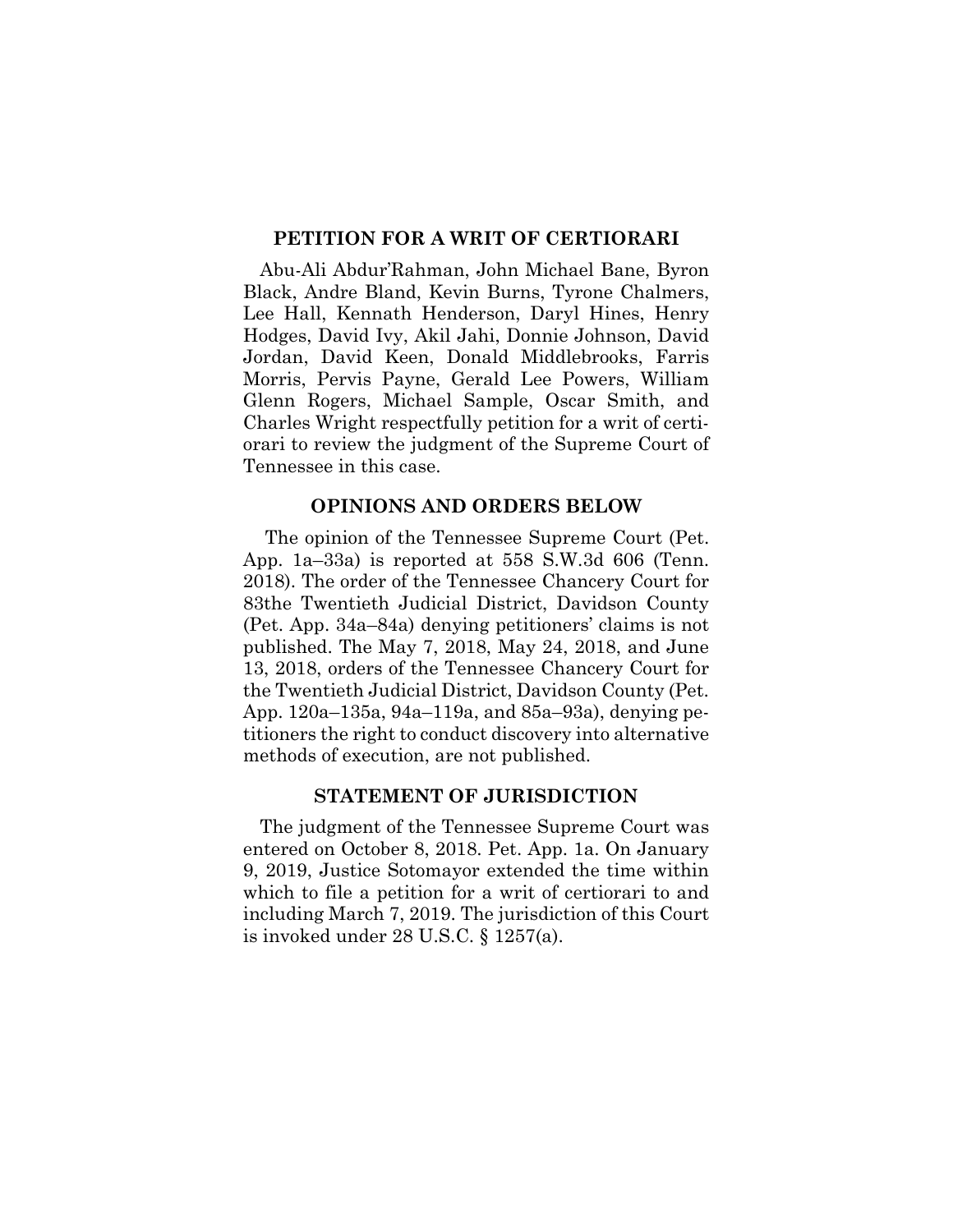## PETITION FOR A WRIT OF CERTIORARI

Abu-Ali Abdur'Rahman, John Michael Bane, Byron Black, Andre Bland, Kevin Burns, Tyrone Chalmers, Lee Hall, Kennath Henderson, Daryl Hines, Henry Hodges, David Ivy, Akil Jahi, Donnie Johnson, David Jordan, David Keen, Donald Middlebrooks, Farris Morris, Pervis Payne, Gerald Lee Powers, William Glenn Rogers, Michael Sample, Oscar Smith, and Charles Wright respectfully petition for a writ of certiorari to review the judgment of the Supreme Court of Tennessee in this case.

## OPINIONS AND ORDERS BELOW

The opinion of the Tennessee Supreme Court (Pet. App. 1a–33a) is reported at 558 S.W.3d 606 (Tenn. 2018). The order of the Tennessee Chancery Court for 83the Twentieth Judicial District, Davidson County (Pet. App. 34a–84a) denying petitioners' claims is not published. The May 7, 2018, May 24, 2018, and June 13, 2018, orders of the Tennessee Chancery Court for the Twentieth Judicial District, Davidson County (Pet. App. 120a–135a, 94a–119a, and 85a–93a), denying petitioners the right to conduct discovery into alternative methods of execution, are not published.

## STATEMENT OF JURISDICTION

The judgment of the Tennessee Supreme Court was entered on October 8, 2018. Pet. App. 1a. On January 9, 2019, Justice Sotomayor extended the time within which to file a petition for a writ of certiorari to and including March 7, 2019. The jurisdiction of this Court is invoked under 28 U.S.C. § 1257(a).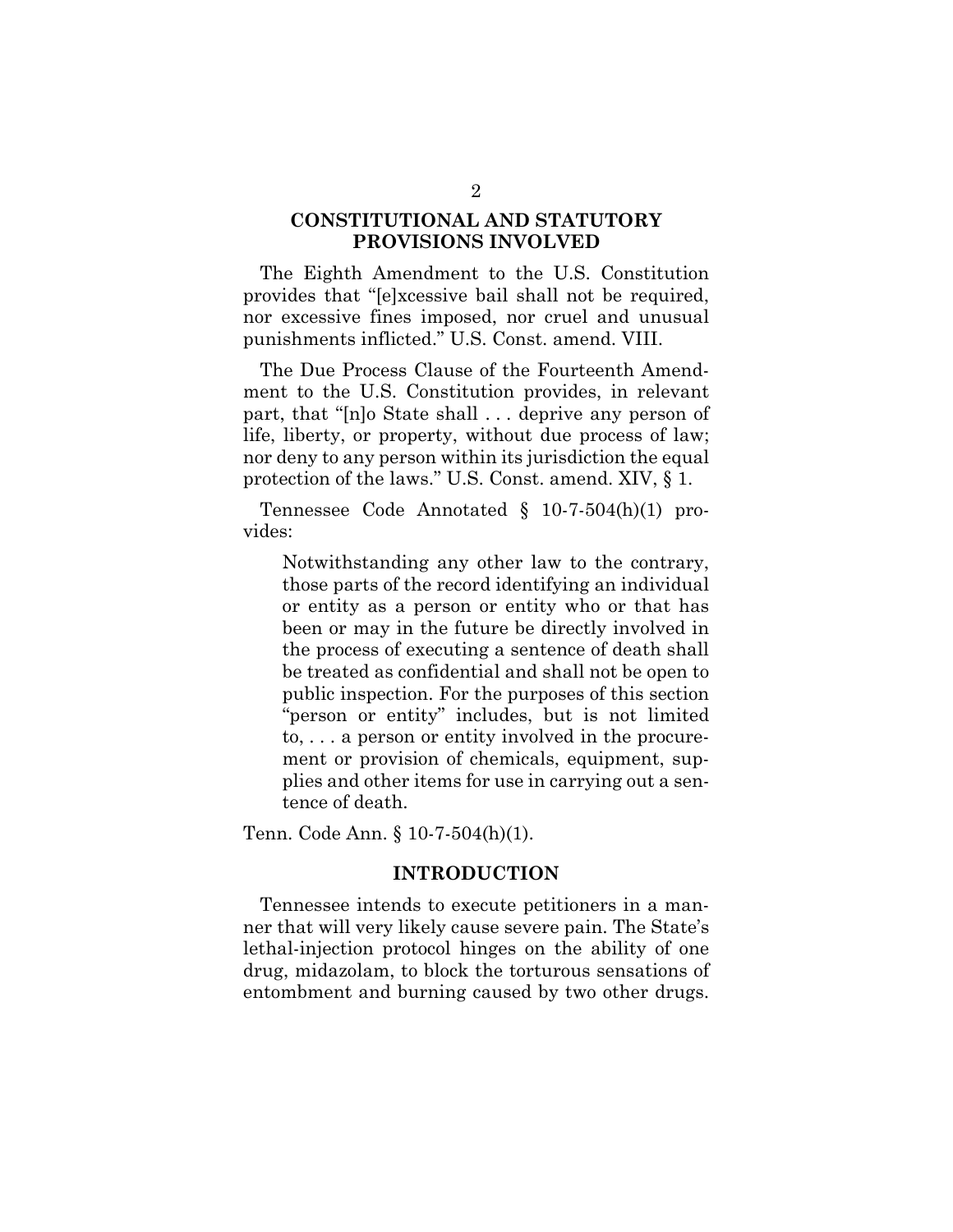## CONSTITUTIONAL AND STATUTORY PROVISIONS INVOLVED

The Eighth Amendment to the U.S. Constitution provides that "[e]xcessive bail shall not be required, nor excessive fines imposed, nor cruel and unusual punishments inflicted." U.S. Const. amend. VIII.

The Due Process Clause of the Fourteenth Amendment to the U.S. Constitution provides, in relevant part, that "[n]o State shall . . . deprive any person of life, liberty, or property, without due process of law; nor deny to any person within its jurisdiction the equal protection of the laws." U.S. Const. amend. XIV, § 1.

Tennessee Code Annotated § 10-7-504(h)(1) provides:

> Notwithstanding any other law to the contrary, those parts of the record identifying an individual or entity as a person or entity who or that has been or may in the future be directly involved in the process of executing a sentence of death shall be treated as confidential and shall not be open to public inspection. For the purposes of this section "person or entity" includes, but is not limited to, . . . a person or entity involved in the procurement or provision of chemicals, equipment, supplies and other items for use in carrying out a sentence of death.

Tenn. Code Ann. § 10-7-504(h)(1).

## INTRODUCTION

Tennessee intends to execute petitioners in a manner that will very likely cause severe pain. The State's lethal-injection protocol hinges on the ability of one drug, midazolam, to block the torturous sensations of entombment and burning caused by two other drugs.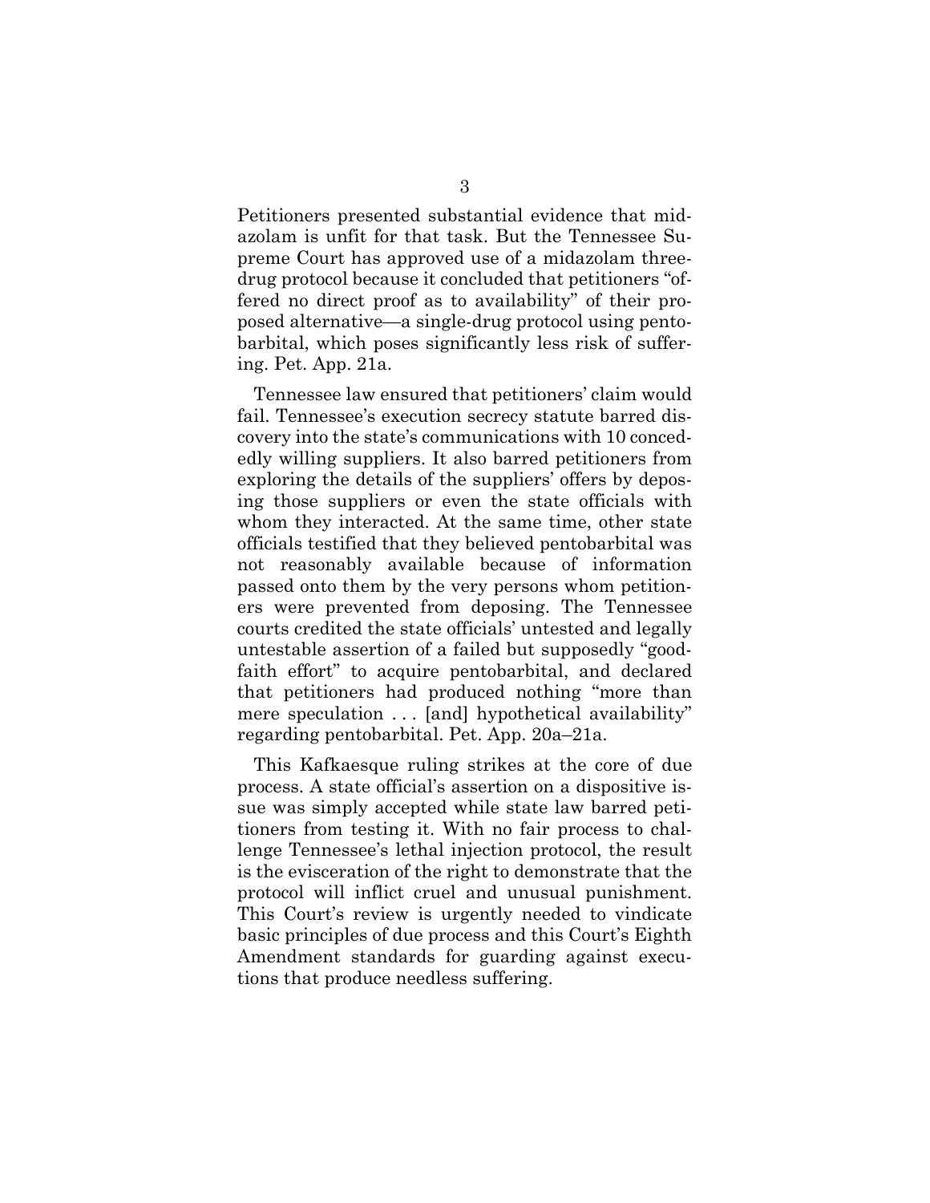Petitioners presented substantial evidence that midazolam is unfit for that task. But the Tennessee Supreme Court has approved use of a midazolam three-drug protocol because it concluded that petitioners "offered no direct proof as to availability" of their proposed alternative—a single-drug protocol using pentobarbital, which poses significantly less risk of suffering. Pet. App. 21a.

Tennessee law ensured that petitioners' claim would fail. Tennessee's execution secrecy statute barred discovery into the state's communications with 10 concededly willing suppliers. It also barred petitioners from exploring the details of the suppliers' offers by deposing those suppliers or even the state officials with whom they interacted. At the same time, other state officials testified that they believed pentobarbital was not reasonably available because of information passed onto them by the very persons whom petitioners were prevented from deposing. The Tennessee courts credited the state officials' untested and legally untestable assertion of a failed but supposedly "good-faith effort" to acquire pentobarbital, and declared that petitioners had produced nothing "more than mere speculation . . . [and] hypothetical availability" regarding pentobarbital. Pet. App. 20a–21a.

This Kafkaesque ruling strikes at the core of due process. A state official's assertion on a dispositive issue was simply accepted while state law barred petitioners from testing it. With no fair process to challenge Tennessee's lethal injection protocol, the result is the evisceration of the right to demonstrate that the protocol will inflict cruel and unusual punishment. This Court's review is urgently needed to vindicate basic principles of due process and this Court's Eighth Amendment standards for guarding against executions that produce needless suffering.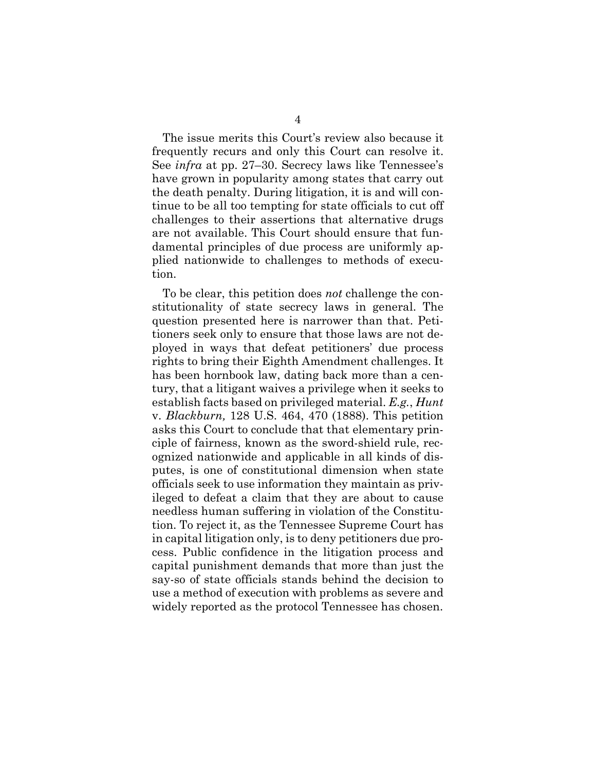The issue merits this Court's review also because it frequently recurs and only this Court can resolve it. See *infra* at pp. 27–30. Secrecy laws like Tennessee's have grown in popularity among states that carry out the death penalty. During litigation, it is and will continue to be all too tempting for state officials to cut off challenges to their assertions that alternative drugs are not available. This Court should ensure that fundamental principles of due process are uniformly applied nationwide to challenges to methods of execution.

To be clear, this petition does *not* challenge the constitutionality of state secrecy laws in general. The question presented here is narrower than that. Petitioners seek only to ensure that those laws are not deployed in ways that defeat petitioners' due process rights to bring their Eighth Amendment challenges. It has been hornbook law, dating back more than a century, that a litigant waives a privilege when it seeks to establish facts based on privileged material. *E.g.*, *Hunt* v. *Blackburn,* 128 U.S. 464, 470 (1888). This petition asks this Court to conclude that that elementary principle of fairness, known as the sword-shield rule, recognized nationwide and applicable in all kinds of disputes, is one of constitutional dimension when state officials seek to use information they maintain as privileged to defeat a claim that they are about to cause needless human suffering in violation of the Constitution. To reject it, as the Tennessee Supreme Court has in capital litigation only, is to deny petitioners due process. Public confidence in the litigation process and capital punishment demands that more than just the say-so of state officials stands behind the decision to use a method of execution with problems as severe and widely reported as the protocol Tennessee has chosen.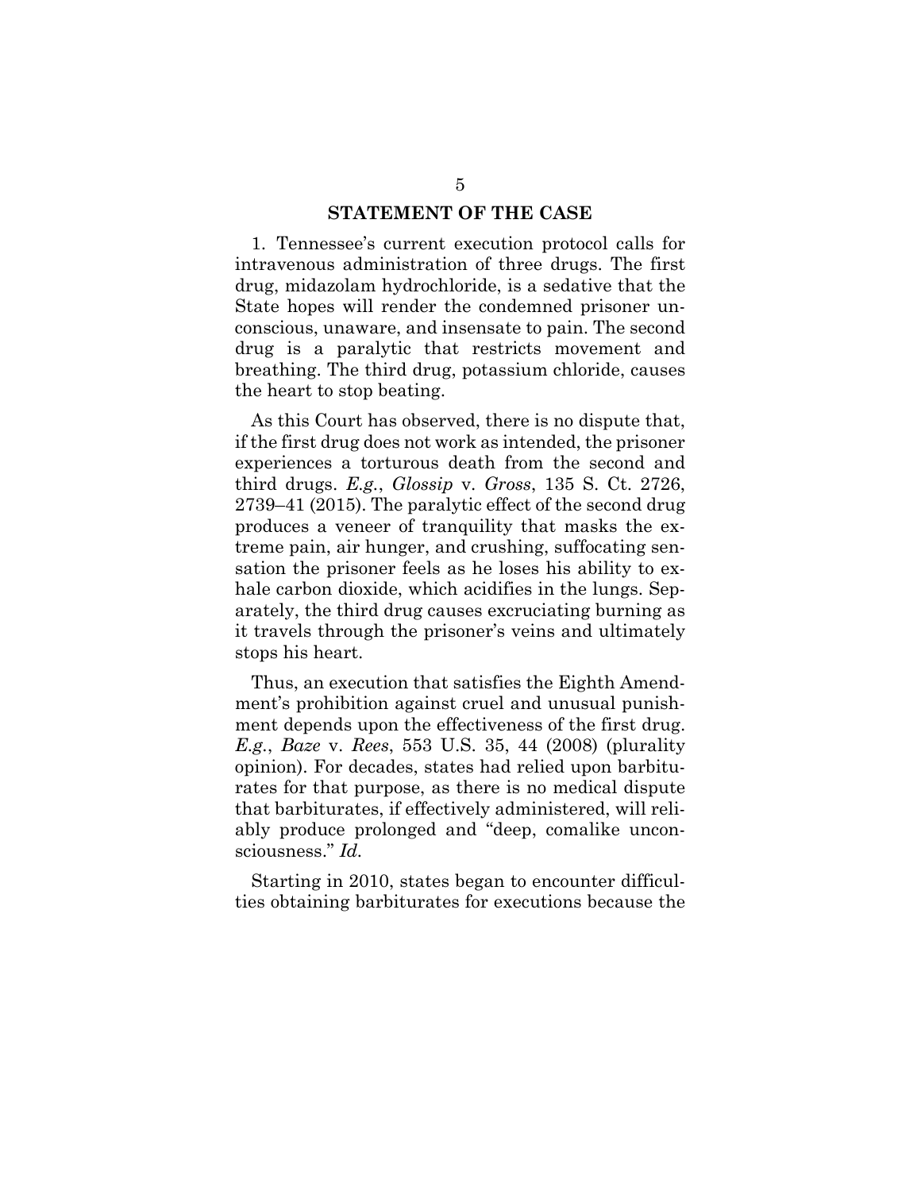## STATEMENT OF THE CASE

1. Tennessee's current execution protocol calls for intravenous administration of three drugs. The first drug, midazolam hydrochloride, is a sedative that the State hopes will render the condemned prisoner unconscious, unaware, and insensate to pain. The second drug is a paralytic that restricts movement and breathing. The third drug, potassium chloride, causes the heart to stop beating.

As this Court has observed, there is no dispute that, if the first drug does not work as intended, the prisoner experiences a torturous death from the second and third drugs. *E.g.*, *Glossip* v. *Gross*, 135 S. Ct. 2726, 2739–41 (2015). The paralytic effect of the second drug produces a veneer of tranquility that masks the extreme pain, air hunger, and crushing, suffocating sensation the prisoner feels as he loses his ability to exhale carbon dioxide, which acidifies in the lungs. Separately, the third drug causes excruciating burning as it travels through the prisoner's veins and ultimately stops his heart.

Thus, an execution that satisfies the Eighth Amendment's prohibition against cruel and unusual punishment depends upon the effectiveness of the first drug. *E.g.*, *Baze* v. *Rees*, 553 U.S. 35, 44 (2008) (plurality opinion). For decades, states had relied upon barbiturates for that purpose, as there is no medical dispute that barbiturates, if effectively administered, will reliably produce prolonged and "deep, comalike unconsciousness." *Id.*

Starting in 2010, states began to encounter difficulties obtaining barbiturates for executions because the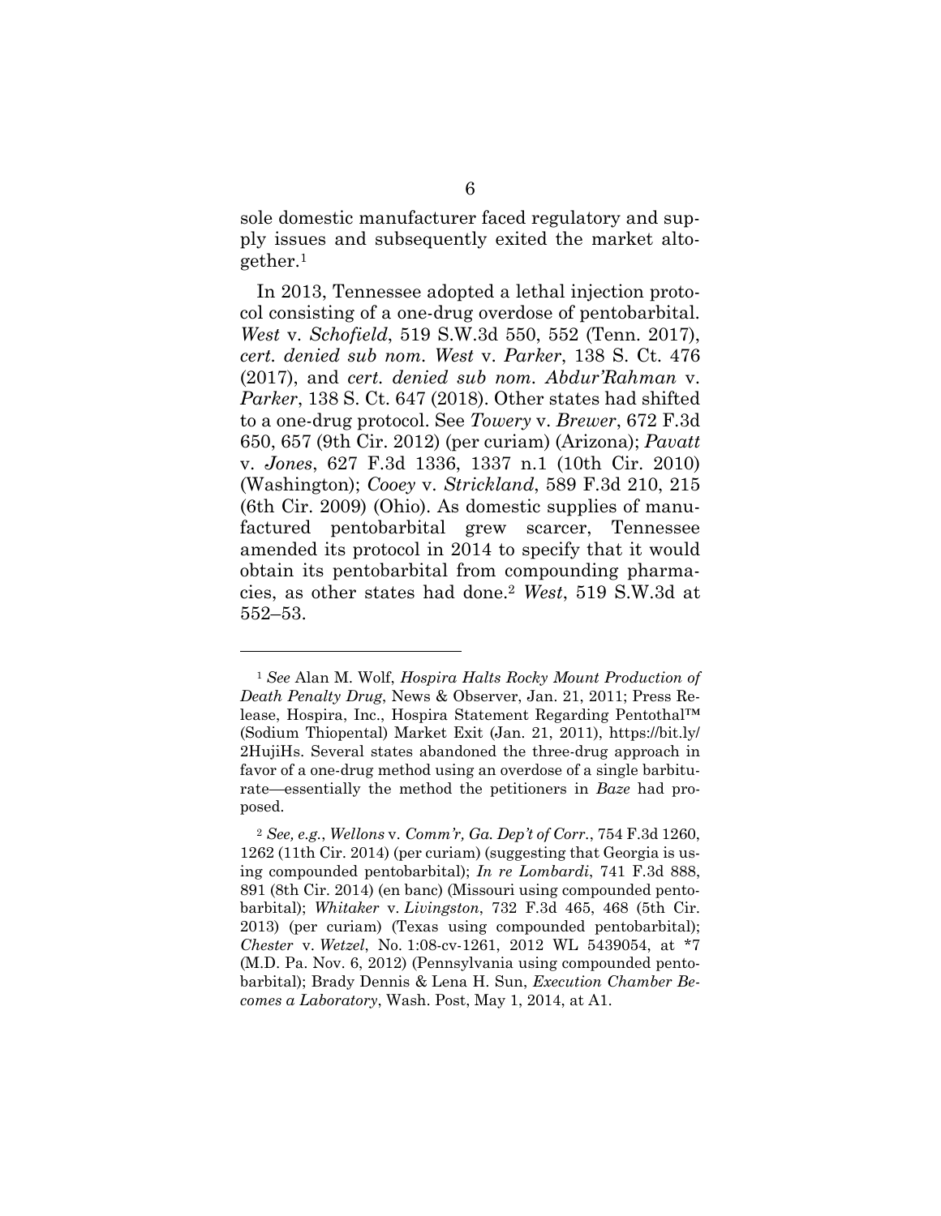sole domestic manufacturer faced regulatory and supply issues and subsequently exited the market altogether.[1]

In 2013, Tennessee adopted a lethal injection protocol consisting of a one-drug overdose of pentobarbital. *West* v. *Schofield*, 519 S.W.3d 550, 552 (Tenn. 2017), *cert. denied sub nom. West* v. *Parker*, 138 S. Ct. 476 (2017), and *cert. denied sub nom. Abdur'Rahman* v. *Parker*, 138 S. Ct. 647 (2018). Other states had shifted to a one-drug protocol. See *Towery* v. *Brewer*, 672 F.3d 650, 657 (9th Cir. 2012) (per curiam) (Arizona); *Pavatt* v. *Jones*, 627 F.3d 1336, 1337 n.1 (10th Cir. 2010) (Washington); *Cooey* v. *Strickland*, 589 F.3d 210, 215 (6th Cir. 2009) (Ohio). As domestic supplies of manufactured pentobarbital grew scarcer, Tennessee amended its protocol in 2014 to specify that it would obtain its pentobarbital from compounding pharmacies, as other states had done.[2] *West*, 519 S.W.3d at 552–53.

---

[1] *See* Alan M. Wolf, *Hospira Halts Rocky Mount Production of Death Penalty Drug*, News & Observer, Jan. 21, 2011; Press Release, Hospira, Inc., Hospira Statement Regarding Pentothal™ (Sodium Thiopental) Market Exit (Jan. 21, 2011), https://bit.ly/2HujiHs. Several states abandoned the three-drug approach in favor of a one-drug method using an overdose of a single barbiturate—essentially the method the petitioners in *Baze* had proposed.

[2] *See, e.g.*, *Wellons* v. *Comm'r, Ga. Dep't of Corr.*, 754 F.3d 1260, 1262 (11th Cir. 2014) (per curiam) (suggesting that Georgia is using compounded pentobarbital); *In re Lombardi*, 741 F.3d 888, 891 (8th Cir. 2014) (en banc) (Missouri using compounded pentobarbital); *Whitaker* v. *Livingston*, 732 F.3d 465, 468 (5th Cir. 2013) (per curiam) (Texas using compounded pentobarbital); *Chester* v. *Wetzel*, No. 1:08-cv-1261, 2012 WL 5439054, at *7 (M.D. Pa. Nov. 6, 2012) (Pennsylvania using compounded pentobarbital); Brady Dennis & Lena H. Sun, *Execution Chamber Becomes a Laboratory*, Wash. Post, May 1, 2014, at A1.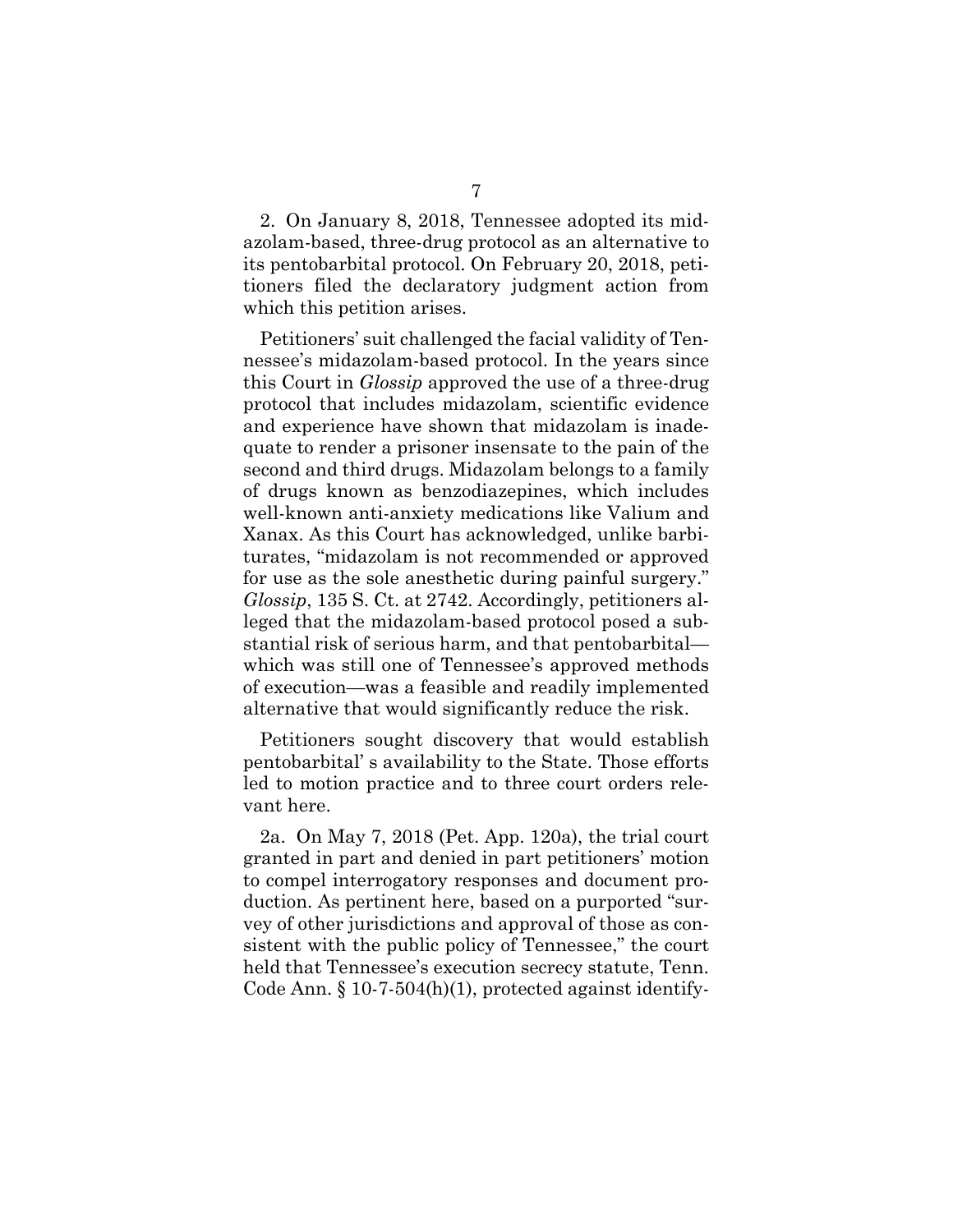2. On January 8, 2018, Tennessee adopted its midazolam-based, three-drug protocol as an alternative to its pentobarbital protocol. On February 20, 2018, petitioners filed the declaratory judgment action from which this petition arises.

Petitioners' suit challenged the facial validity of Tennessee's midazolam-based protocol. In the years since this Court in *Glossip* approved the use of a three-drug protocol that includes midazolam, scientific evidence and experience have shown that midazolam is inadequate to render a prisoner insensate to the pain of the second and third drugs. Midazolam belongs to a family of drugs known as benzodiazepines, which includes well-known anti-anxiety medications like Valium and Xanax. As this Court has acknowledged, unlike barbiturates, "midazolam is not recommended or approved for use as the sole anesthetic during painful surgery." *Glossip*, 135 S. Ct. at 2742. Accordingly, petitioners alleged that the midazolam-based protocol posed a substantial risk of serious harm, and that pentobarbital—which was still one of Tennessee's approved methods of execution—was a feasible and readily implemented alternative that would significantly reduce the risk.

Petitioners sought discovery that would establish pentobarbital' s availability to the State. Those efforts led to motion practice and to three court orders relevant here.

2a. On May 7, 2018 (Pet. App. 120a), the trial court granted in part and denied in part petitioners' motion to compel interrogatory responses and document production. As pertinent here, based on a purported "survey of other jurisdictions and approval of those as consistent with the public policy of Tennessee," the court held that Tennessee's execution secrecy statute, Tenn. Code Ann. § 10-7-504(h)(1), protected against identify-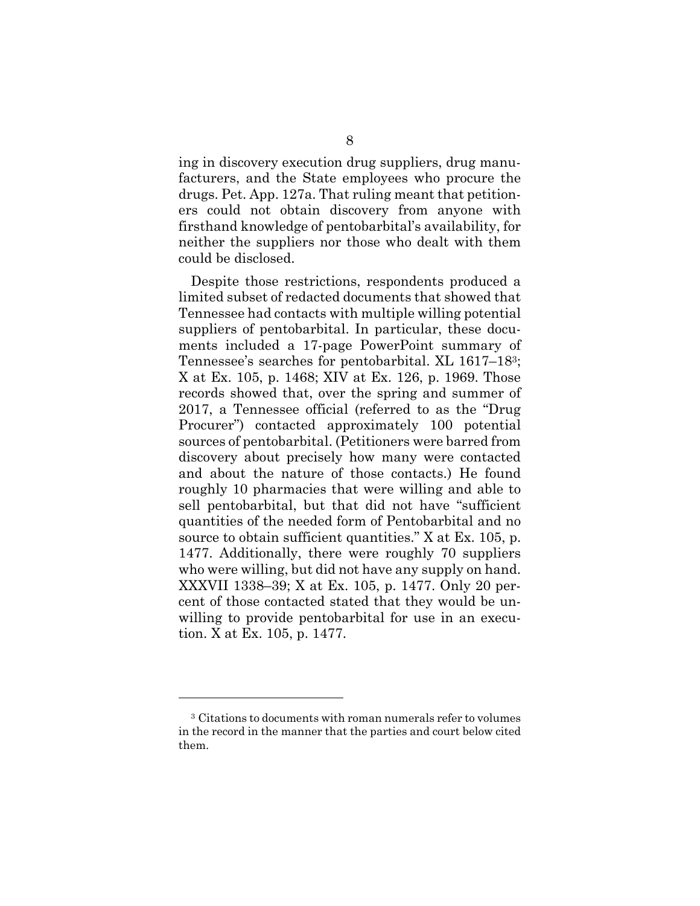ing in discovery execution drug suppliers, drug manufacturers, and the State employees who procure the drugs. Pet. App. 127a. That ruling meant that petitioners could not obtain discovery from anyone with firsthand knowledge of pentobarbital's availability, for neither the suppliers nor those who dealt with them could be disclosed.

Despite those restrictions, respondents produced a limited subset of redacted documents that showed that Tennessee had contacts with multiple willing potential suppliers of pentobarbital. In particular, these documents included a 17-page PowerPoint summary of Tennessee's searches for pentobarbital. XL 1617–18[3]; X at Ex. 105, p. 1468; XIV at Ex. 126, p. 1969. Those records showed that, over the spring and summer of 2017, a Tennessee official (referred to as the "Drug Procurer") contacted approximately 100 potential sources of pentobarbital. (Petitioners were barred from discovery about precisely how many were contacted and about the nature of those contacts.) He found roughly 10 pharmacies that were willing and able to sell pentobarbital, but that did not have "sufficient quantities of the needed form of Pentobarbital and no source to obtain sufficient quantities." X at Ex. 105, p. 1477. Additionally, there were roughly 70 suppliers who were willing, but did not have any supply on hand. XXXVII 1338–39; X at Ex. 105, p. 1477. Only 20 percent of those contacted stated that they would be unwilling to provide pentobarbital for use in an execution. X at Ex. 105, p. 1477.

---

[3] Citations to documents with roman numerals refer to volumes in the record in the manner that the parties and court below cited them.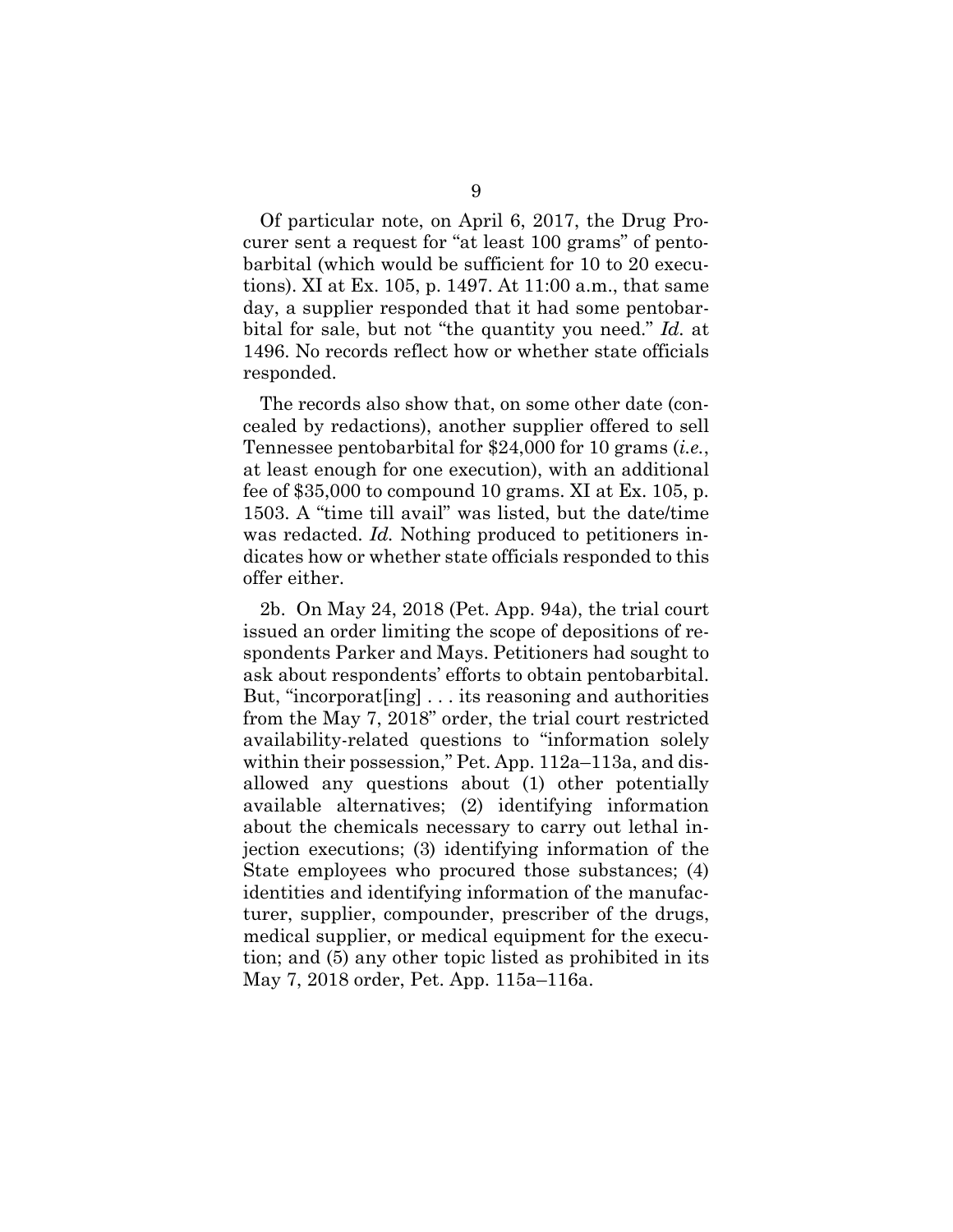Of particular note, on April 6, 2017, the Drug Procurer sent a request for "at least 100 grams" of pentobarbital (which would be sufficient for 10 to 20 executions). XI at Ex. 105, p. 1497. At 11:00 a.m., that same day, a supplier responded that it had some pentobarbital for sale, but not "the quantity you need." *Id.* at 1496. No records reflect how or whether state officials responded.

The records also show that, on some other date (concealed by redactions), another supplier offered to sell Tennessee pentobarbital for $24,000 for 10 grams (*i.e.*, at least enough for one execution), with an additional fee of $35,000 to compound 10 grams. XI at Ex. 105, p. 1503. A "time till avail" was listed, but the date/time was redacted. *Id.* Nothing produced to petitioners indicates how or whether state officials responded to this offer either.

2b. On May 24, 2018 (Pet. App. 94a), the trial court issued an order limiting the scope of depositions of respondents Parker and Mays. Petitioners had sought to ask about respondents' efforts to obtain pentobarbital. But, "incorporat[ing] . . . its reasoning and authorities from the May 7, 2018" order, the trial court restricted availability-related questions to "information solely within their possession," Pet. App. 112a–113a, and disallowed any questions about (1) other potentially available alternatives; (2) identifying information about the chemicals necessary to carry out lethal injection executions; (3) identifying information of the State employees who procured those substances; (4) identities and identifying information of the manufacturer, supplier, compounder, prescriber of the drugs, medical supplier, or medical equipment for the execution; and (5) any other topic listed as prohibited in its May 7, 2018 order, Pet. App. 115a–116a.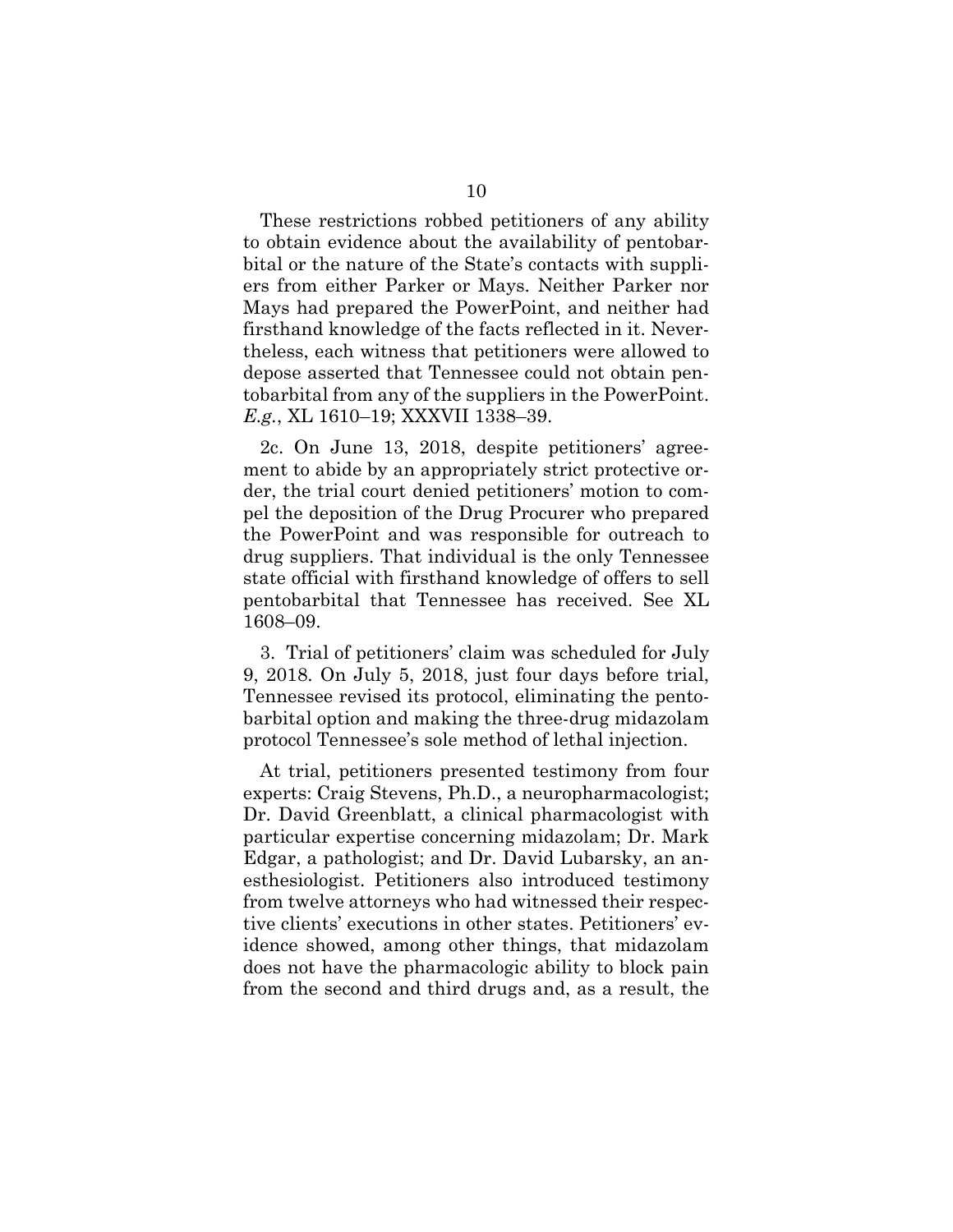These restrictions robbed petitioners of any ability to obtain evidence about the availability of pentobarbital or the nature of the State's contacts with suppliers from either Parker or Mays. Neither Parker nor Mays had prepared the PowerPoint, and neither had firsthand knowledge of the facts reflected in it. Nevertheless, each witness that petitioners were allowed to depose asserted that Tennessee could not obtain pentobarbital from any of the suppliers in the PowerPoint. *E.g.*, XL 1610–19; XXXVII 1338–39.

2c. On June 13, 2018, despite petitioners' agreement to abide by an appropriately strict protective order, the trial court denied petitioners' motion to compel the deposition of the Drug Procurer who prepared the PowerPoint and was responsible for outreach to drug suppliers. That individual is the only Tennessee state official with firsthand knowledge of offers to sell pentobarbital that Tennessee has received. See XL 1608–09.

3. Trial of petitioners' claim was scheduled for July 9, 2018. On July 5, 2018, just four days before trial, Tennessee revised its protocol, eliminating the pentobarbital option and making the three-drug midazolam protocol Tennessee's sole method of lethal injection.

At trial, petitioners presented testimony from four experts: Craig Stevens, Ph.D., a neuropharmacologist; Dr. David Greenblatt, a clinical pharmacologist with particular expertise concerning midazolam; Dr. Mark Edgar, a pathologist; and Dr. David Lubarsky, an anesthesiologist. Petitioners also introduced testimony from twelve attorneys who had witnessed their respective clients' executions in other states. Petitioners' evidence showed, among other things, that midazolam does not have the pharmacologic ability to block pain from the second and third drugs and, as a result, the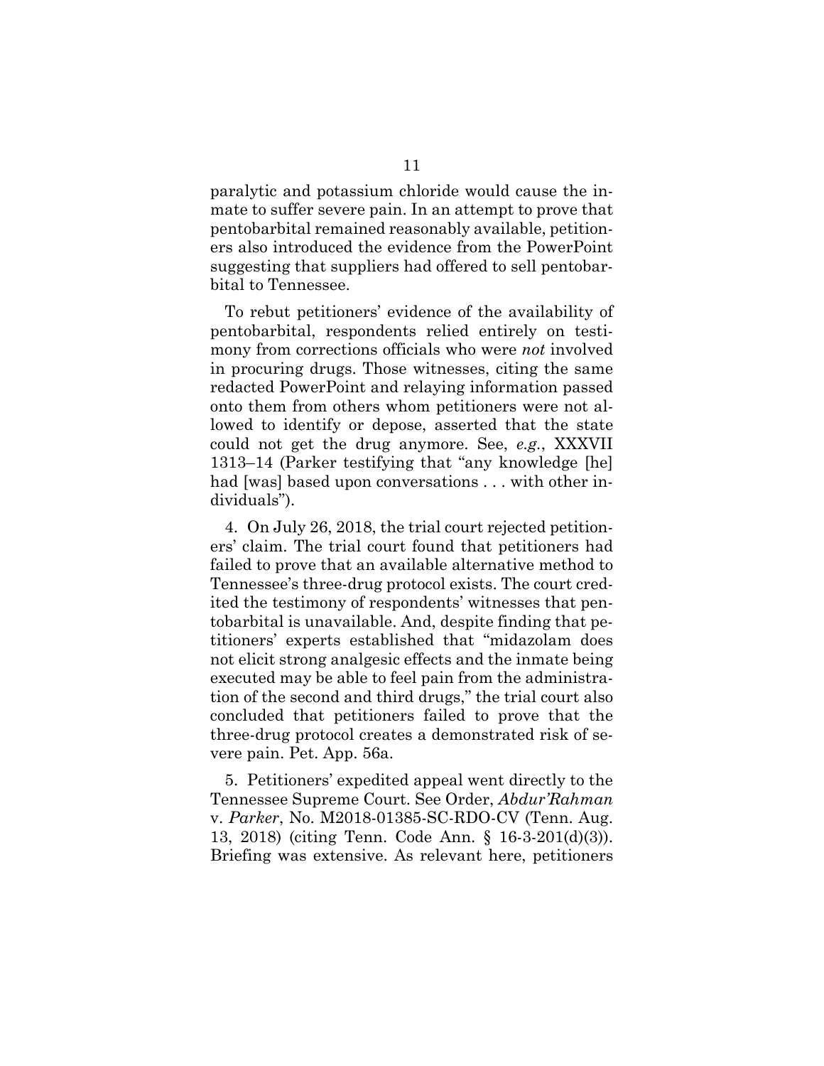paralytic and potassium chloride would cause the inmate to suffer severe pain. In an attempt to prove that pentobarbital remained reasonably available, petitioners also introduced the evidence from the PowerPoint suggesting that suppliers had offered to sell pentobarbital to Tennessee.

To rebut petitioners' evidence of the availability of pentobarbital, respondents relied entirely on testimony from corrections officials who were *not* involved in procuring drugs. Those witnesses, citing the same redacted PowerPoint and relaying information passed onto them from others whom petitioners were not allowed to identify or depose, asserted that the state could not get the drug anymore. See, *e.g.*, XXXVII 1313–14 (Parker testifying that "any knowledge [he] had [was] based upon conversations . . . with other individuals").

4. On July 26, 2018, the trial court rejected petitioners' claim. The trial court found that petitioners had failed to prove that an available alternative method to Tennessee's three-drug protocol exists. The court credited the testimony of respondents' witnesses that pentobarbital is unavailable. And, despite finding that petitioners' experts established that "midazolam does not elicit strong analgesic effects and the inmate being executed may be able to feel pain from the administration of the second and third drugs," the trial court also concluded that petitioners failed to prove that the three-drug protocol creates a demonstrated risk of severe pain. Pet. App. 56a.

5. Petitioners' expedited appeal went directly to the Tennessee Supreme Court. See Order, *Abdur'Rahman* v. *Parker*, No. M2018-01385-SC-RDO-CV (Tenn. Aug. 13, 2018) (citing Tenn. Code Ann. § 16-3-201(d)(3)). Briefing was extensive. As relevant here, petitioners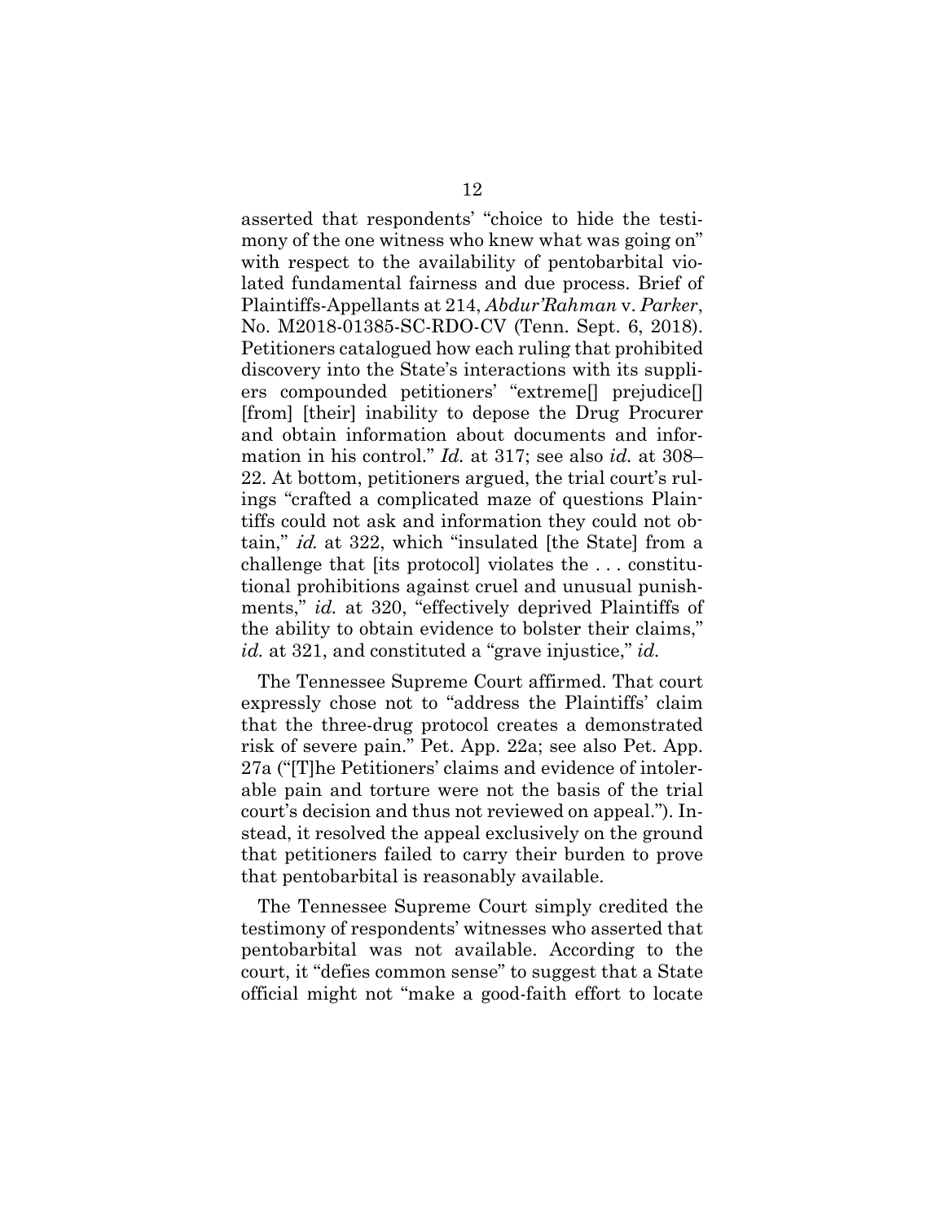asserted that respondents' "choice to hide the testimony of the one witness who knew what was going on" with respect to the availability of pentobarbital violated fundamental fairness and due process. Brief of Plaintiffs-Appellants at 214, *Abdur'Rahman* v. *Parker*, No. M2018-01385-SC-RDO-CV (Tenn. Sept. 6, 2018). Petitioners catalogued how each ruling that prohibited discovery into the State's interactions with its suppliers compounded petitioners' "extreme[] prejudice[] [from] [their] inability to depose the Drug Procurer and obtain information about documents and information in his control." *Id.* at 317; see also *id.* at 308–22. At bottom, petitioners argued, the trial court's rulings "crafted a complicated maze of questions Plaintiffs could not ask and information they could not obtain," *id.* at 322, which "insulated [the State] from a challenge that [its protocol] violates the . . . constitutional prohibitions against cruel and unusual punishments," *id.* at 320, "effectively deprived Plaintiffs of the ability to obtain evidence to bolster their claims," *id.* at 321, and constituted a "grave injustice," *id.*

The Tennessee Supreme Court affirmed. That court expressly chose not to "address the Plaintiffs' claim that the three-drug protocol creates a demonstrated risk of severe pain." Pet. App. 22a; see also Pet. App. 27a ("[T]he Petitioners' claims and evidence of intolerable pain and torture were not the basis of the trial court's decision and thus not reviewed on appeal."). Instead, it resolved the appeal exclusively on the ground that petitioners failed to carry their burden to prove that pentobarbital is reasonably available.

The Tennessee Supreme Court simply credited the testimony of respondents' witnesses who asserted that pentobarbital was not available. According to the court, it "defies common sense" to suggest that a State official might not "make a good-faith effort to locate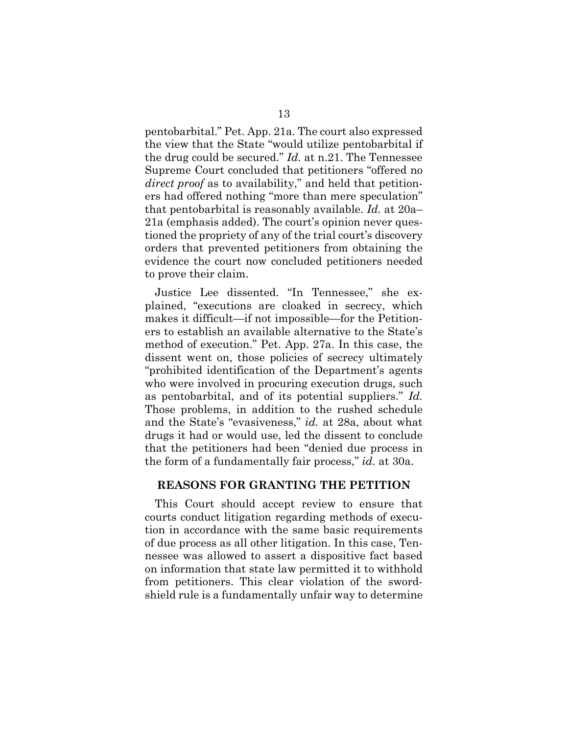pentobarbital." Pet. App. 21a. The court also expressed the view that the State "would utilize pentobarbital if the drug could be secured." *Id.* at n.21. The Tennessee Supreme Court concluded that petitioners "offered no *direct proof* as to availability," and held that petitioners had offered nothing "more than mere speculation" that pentobarbital is reasonably available. *Id.* at 20a–21a (emphasis added). The court's opinion never questioned the propriety of any of the trial court's discovery orders that prevented petitioners from obtaining the evidence the court now concluded petitioners needed to prove their claim.

Justice Lee dissented. "In Tennessee," she explained, "executions are cloaked in secrecy, which makes it difficult—if not impossible—for the Petitioners to establish an available alternative to the State's method of execution." Pet. App. 27a. In this case, the dissent went on, those policies of secrecy ultimately "prohibited identification of the Department's agents who were involved in procuring execution drugs, such as pentobarbital, and of its potential suppliers." *Id.* Those problems, in addition to the rushed schedule and the State's "evasiveness," *id.* at 28a, about what drugs it had or would use, led the dissent to conclude that the petitioners had been "denied due process in the form of a fundamentally fair process," *id.* at 30a.

## REASONS FOR GRANTING THE PETITION

This Court should accept review to ensure that courts conduct litigation regarding methods of execution in accordance with the same basic requirements of due process as all other litigation. In this case, Tennessee was allowed to assert a dispositive fact based on information that state law permitted it to withhold from petitioners. This clear violation of the sword-shield rule is a fundamentally unfair way to determine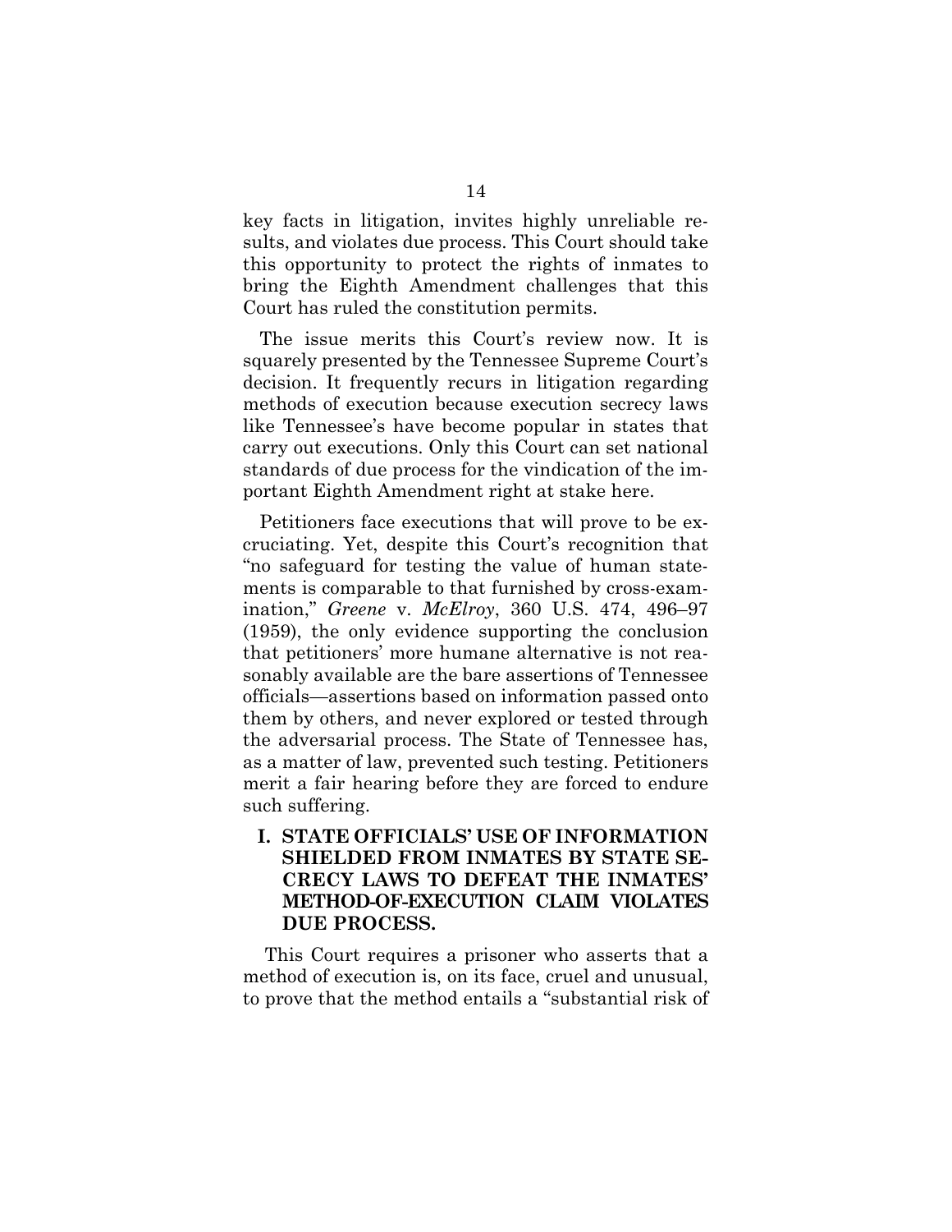key facts in litigation, invites highly unreliable results, and violates due process. This Court should take this opportunity to protect the rights of inmates to bring the Eighth Amendment challenges that this Court has ruled the constitution permits.

The issue merits this Court's review now. It is squarely presented by the Tennessee Supreme Court's decision. It frequently recurs in litigation regarding methods of execution because execution secrecy laws like Tennessee's have become popular in states that carry out executions. Only this Court can set national standards of due process for the vindication of the important Eighth Amendment right at stake here.

Petitioners face executions that will prove to be excruciating. Yet, despite this Court's recognition that "no safeguard for testing the value of human statements is comparable to that furnished by cross-examination," *Greene* v. *McElroy*, 360 U.S. 474, 496–97 (1959), the only evidence supporting the conclusion that petitioners' more humane alternative is not reasonably available are the bare assertions of Tennessee officials—assertions based on information passed onto them by others, and never explored or tested through the adversarial process. The State of Tennessee has, as a matter of law, prevented such testing. Petitioners merit a fair hearing before they are forced to endure such suffering.

## I. STATE OFFICIALS' USE OF INFORMATION SHIELDED FROM INMATES BY STATE SECRECY LAWS TO DEFEAT THE INMATES' METHOD-OF-EXECUTION CLAIM VIOLATES DUE PROCESS.

This Court requires a prisoner who asserts that a method of execution is, on its face, cruel and unusual, to prove that the method entails a "substantial risk of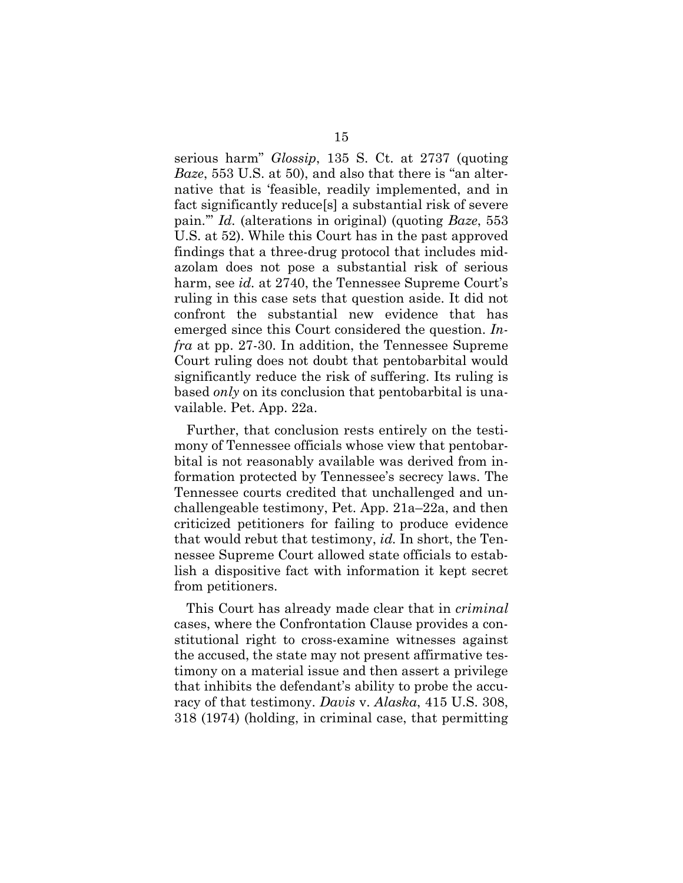serious harm" *Glossip*, 135 S. Ct. at 2737 (quoting *Baze*, 553 U.S. at 50), and also that there is "an alternative that is 'feasible, readily implemented, and in fact significantly reduce[s] a substantial risk of severe pain.'" *Id.* (alterations in original) (quoting *Baze*, 553 U.S. at 52). While this Court has in the past approved findings that a three-drug protocol that includes midazolam does not pose a substantial risk of serious harm, see *id.* at 2740, the Tennessee Supreme Court's ruling in this case sets that question aside. It did not confront the substantial new evidence that has emerged since this Court considered the question. *Infra* at pp. 27-30. In addition, the Tennessee Supreme Court ruling does not doubt that pentobarbital would significantly reduce the risk of suffering. Its ruling is based *only* on its conclusion that pentobarbital is unavailable. Pet. App. 22a.

Further, that conclusion rests entirely on the testimony of Tennessee officials whose view that pentobarbital is not reasonably available was derived from information protected by Tennessee's secrecy laws. The Tennessee courts credited that unchallenged and unchallengeable testimony, Pet. App. 21a–22a, and then criticized petitioners for failing to produce evidence that would rebut that testimony, *id.* In short, the Tennessee Supreme Court allowed state officials to establish a dispositive fact with information it kept secret from petitioners.

This Court has already made clear that in *criminal* cases, where the Confrontation Clause provides a constitutional right to cross-examine witnesses against the accused, the state may not present affirmative testimony on a material issue and then assert a privilege that inhibits the defendant's ability to probe the accuracy of that testimony. *Davis* v. *Alaska*, 415 U.S. 308, 318 (1974) (holding, in criminal case, that permitting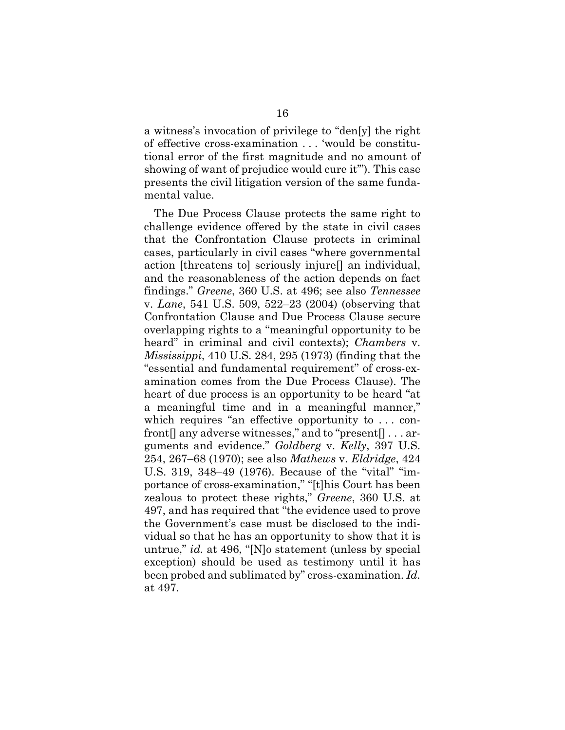a witness's invocation of privilege to "den[y] the right of effective cross-examination . . . 'would be constitutional error of the first magnitude and no amount of showing of want of prejudice would cure it'"). This case presents the civil litigation version of the same fundamental value.

The Due Process Clause protects the same right to challenge evidence offered by the state in civil cases that the Confrontation Clause protects in criminal cases, particularly in civil cases "where governmental action [threatens to] seriously injure[] an individual, and the reasonableness of the action depends on fact findings." *Greene*, 360 U.S. at 496; see also *Tennessee* v. *Lane*, 541 U.S. 509, 522–23 (2004) (observing that Confrontation Clause and Due Process Clause secure overlapping rights to a "meaningful opportunity to be heard" in criminal and civil contexts); *Chambers* v. *Mississippi*, 410 U.S. 284, 295 (1973) (finding that the "essential and fundamental requirement" of cross-examination comes from the Due Process Clause). The heart of due process is an opportunity to be heard "at a meaningful time and in a meaningful manner," which requires "an effective opportunity to . . . confront[] any adverse witnesses," and to "present[] . . . arguments and evidence." *Goldberg* v. *Kelly*, 397 U.S. 254, 267–68 (1970); see also *Mathews* v. *Eldridge*, 424 U.S. 319, 348–49 (1976). Because of the "vital" "importance of cross-examination," "[t]his Court has been zealous to protect these rights," *Greene*, 360 U.S. at 497, and has required that "the evidence used to prove the Government's case must be disclosed to the individual so that he has an opportunity to show that it is untrue," *id.* at 496, "[N]o statement (unless by special exception) should be used as testimony until it has been probed and sublimated by" cross-examination. *Id.* at 497.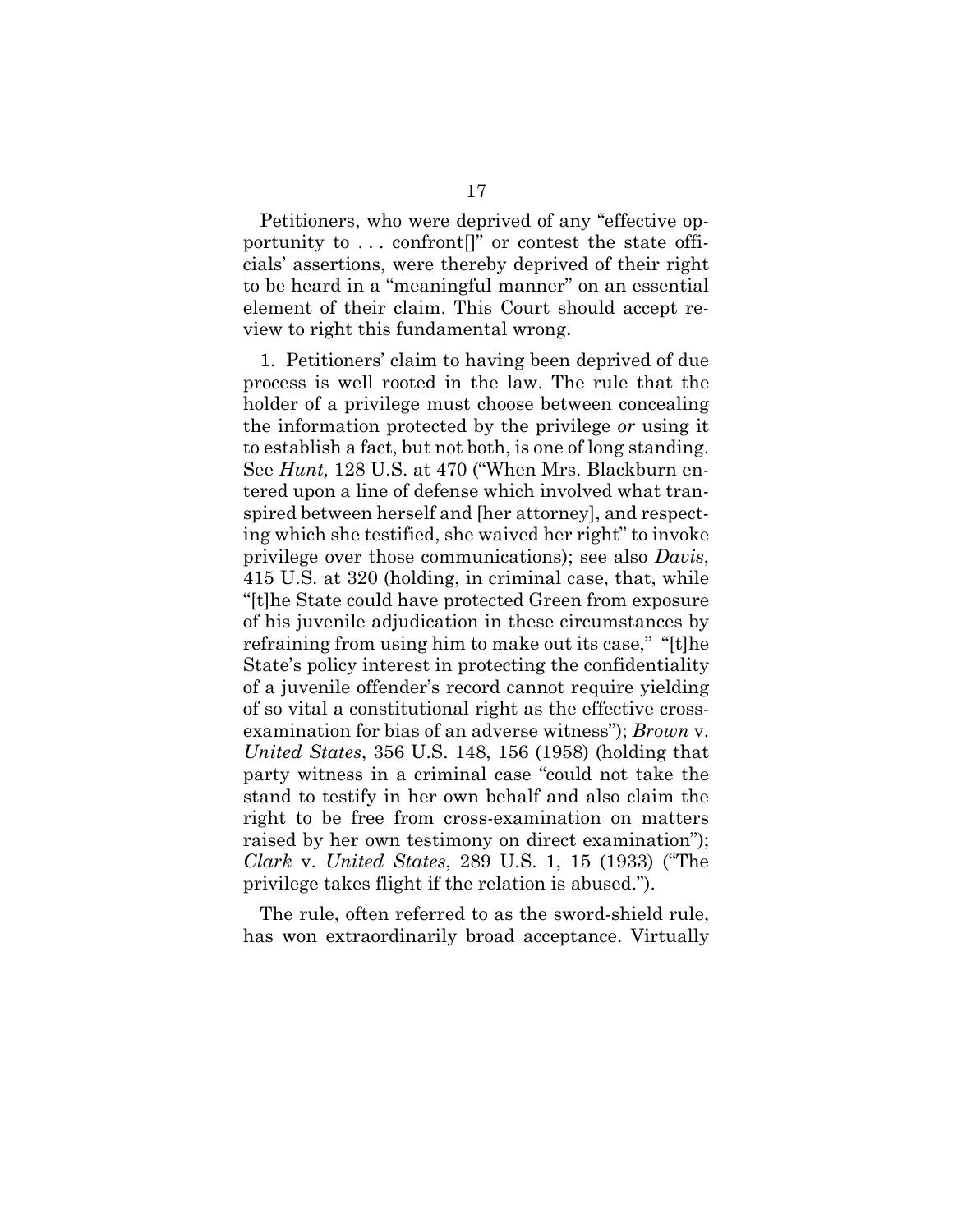Petitioners, who were deprived of any "effective opportunity to . . . confront[]" or contest the state officials' assertions, were thereby deprived of their right to be heard in a "meaningful manner" on an essential element of their claim. This Court should accept review to right this fundamental wrong.

1. Petitioners' claim to having been deprived of due process is well rooted in the law. The rule that the holder of a privilege must choose between concealing the information protected by the privilege *or* using it to establish a fact, but not both, is one of long standing. See *Hunt,* 128 U.S. at 470 ("When Mrs. Blackburn entered upon a line of defense which involved what transpired between herself and [her attorney], and respecting which she testified, she waived her right" to invoke privilege over those communications); see also *Davis*, 415 U.S. at 320 (holding, in criminal case, that, while "[t]he State could have protected Green from exposure of his juvenile adjudication in these circumstances by refraining from using him to make out its case," "[t]he State's policy interest in protecting the confidentiality of a juvenile offender's record cannot require yielding of so vital a constitutional right as the effective cross-examination for bias of an adverse witness"); *Brown* v. *United States*, 356 U.S. 148, 156 (1958) (holding that party witness in a criminal case "could not take the stand to testify in her own behalf and also claim the right to be free from cross-examination on matters raised by her own testimony on direct examination"); *Clark* v. *United States*, 289 U.S. 1, 15 (1933) ("The privilege takes flight if the relation is abused.").

The rule, often referred to as the sword-shield rule, has won extraordinarily broad acceptance. Virtually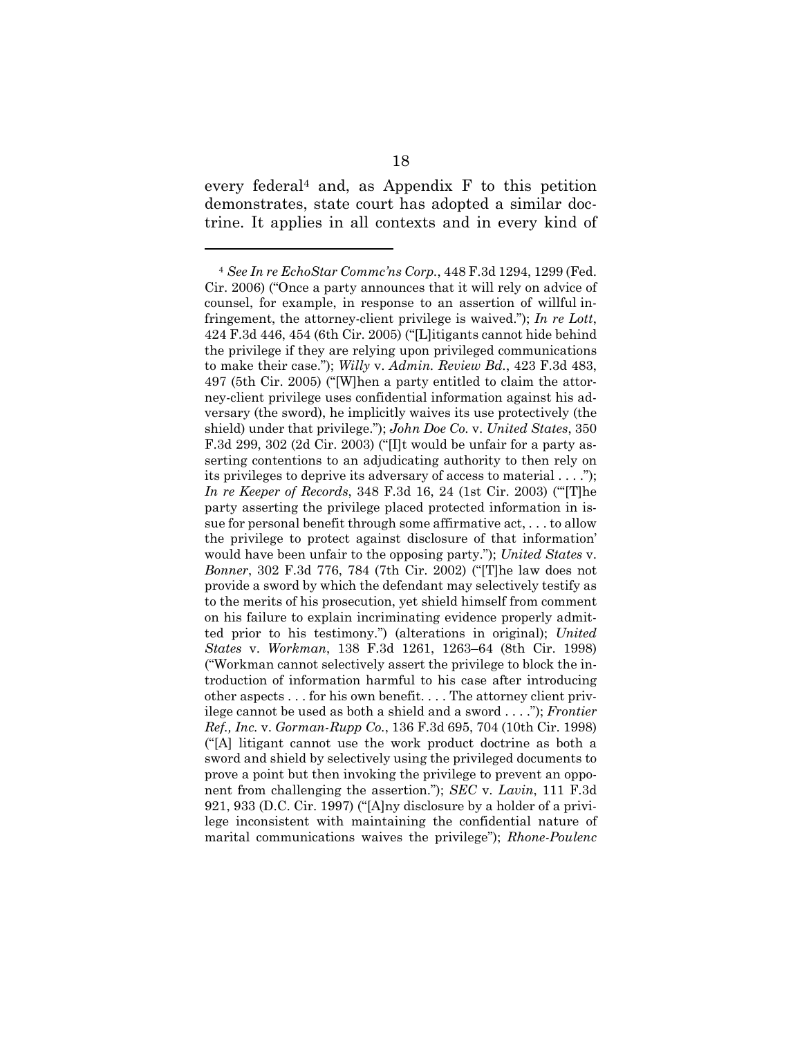every federal[4] and, as Appendix F to this petition demonstrates, state court has adopted a similar doctrine. It applies in all contexts and in every kind of

---

[4] *See In re EchoStar Commc'ns Corp.*, 448 F.3d 1294, 1299 (Fed. Cir. 2006) ("Once a party announces that it will rely on advice of counsel, for example, in response to an assertion of willful infringement, the attorney-client privilege is waived."); *In re Lott*, 424 F.3d 446, 454 (6th Cir. 2005) ("[L]itigants cannot hide behind the privilege if they are relying upon privileged communications to make their case."); *Willy* v. *Admin. Review Bd.*, 423 F.3d 483, 497 (5th Cir. 2005) ("[W]hen a party entitled to claim the attorney-client privilege uses confidential information against his adversary (the sword), he implicitly waives its use protectively (the shield) under that privilege."); *John Doe Co.* v. *United States*, 350 F.3d 299, 302 (2d Cir. 2003) ("[I]t would be unfair for a party asserting contentions to an adjudicating authority to then rely on its privileges to deprive its adversary of access to material . . . ."); *In re Keeper of Records*, 348 F.3d 16, 24 (1st Cir. 2003) ("'[T]he party asserting the privilege placed protected information in issue for personal benefit through some affirmative act, . . . to allow the privilege to protect against disclosure of that information' would have been unfair to the opposing party."); *United States* v. *Bonner*, 302 F.3d 776, 784 (7th Cir. 2002) ("[T]he law does not provide a sword by which the defendant may selectively testify as to the merits of his prosecution, yet shield himself from comment on his failure to explain incriminating evidence properly admitted prior to his testimony.") (alterations in original); *United States* v. *Workman*, 138 F.3d 1261, 1263–64 (8th Cir. 1998) ("Workman cannot selectively assert the privilege to block the introduction of information harmful to his case after introducing other aspects . . . for his own benefit. . . . The attorney client privilege cannot be used as both a shield and a sword . . . ."); *Frontier Ref., Inc.* v. *Gorman-Rupp Co.*, 136 F.3d 695, 704 (10th Cir. 1998) ("[A] litigant cannot use the work product doctrine as both a sword and shield by selectively using the privileged documents to prove a point but then invoking the privilege to prevent an opponent from challenging the assertion."); *SEC* v. *Lavin*, 111 F.3d 921, 933 (D.C. Cir. 1997) ("[A]ny disclosure by a holder of a privilege inconsistent with maintaining the confidential nature of marital communications waives the privilege"); *Rhone-Poulenc*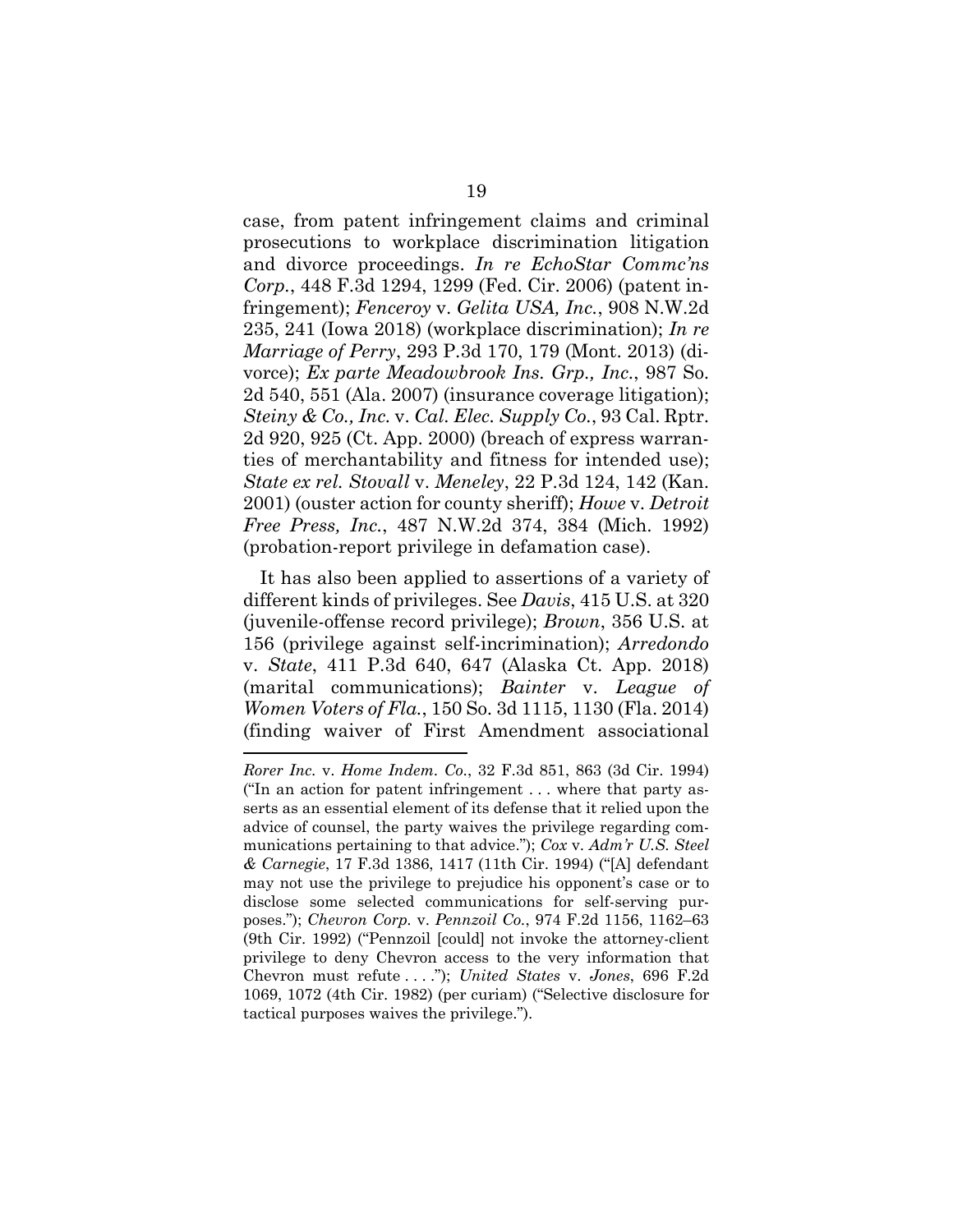case, from patent infringement claims and criminal prosecutions to workplace discrimination litigation and divorce proceedings. *In re EchoStar Commc'ns Corp.*, 448 F.3d 1294, 1299 (Fed. Cir. 2006) (patent infringement); *Fenceroy* v. *Gelita USA, Inc.*, 908 N.W.2d 235, 241 (Iowa 2018) (workplace discrimination); *In re Marriage of Perry*, 293 P.3d 170, 179 (Mont. 2013) (divorce); *Ex parte Meadowbrook Ins. Grp., Inc.*, 987 So. 2d 540, 551 (Ala. 2007) (insurance coverage litigation); *Steiny & Co., Inc.* v. *Cal. Elec. Supply Co.*, 93 Cal. Rptr. 2d 920, 925 (Ct. App. 2000) (breach of express warranties of merchantability and fitness for intended use); *State ex rel. Stovall* v. *Meneley*, 22 P.3d 124, 142 (Kan. 2001) (ouster action for county sheriff); *Howe* v. *Detroit Free Press, Inc.*, 487 N.W.2d 374, 384 (Mich. 1992) (probation-report privilege in defamation case).

It has also been applied to assertions of a variety of different kinds of privileges. See *Davis*, 415 U.S. at 320 (juvenile-offense record privilege); *Brown*, 356 U.S. at 156 (privilege against self-incrimination); *Arredondo* v. *State*, 411 P.3d 640, 647 (Alaska Ct. App. 2018) (marital communications); *Bainter* v. *League of Women Voters of Fla.*, 150 So. 3d 1115, 1130 (Fla. 2014) (finding waiver of First Amendment associational

---

*Rorer Inc.* v. *Home Indem. Co.*, 32 F.3d 851, 863 (3d Cir. 1994) ("In an action for patent infringement . . . where that party asserts as an essential element of its defense that it relied upon the advice of counsel, the party waives the privilege regarding communications pertaining to that advice."); *Cox* v. *Adm'r U.S. Steel & Carnegie*, 17 F.3d 1386, 1417 (11th Cir. 1994) ("[A] defendant may not use the privilege to prejudice his opponent's case or to disclose some selected communications for self-serving purposes."); *Chevron Corp.* v. *Pennzoil Co.*, 974 F.2d 1156, 1162–63 (9th Cir. 1992) ("Pennzoil [could] not invoke the attorney-client privilege to deny Chevron access to the very information that Chevron must refute . . . ."); *United States* v. *Jones*, 696 F.2d 1069, 1072 (4th Cir. 1982) (per curiam) ("Selective disclosure for tactical purposes waives the privilege.").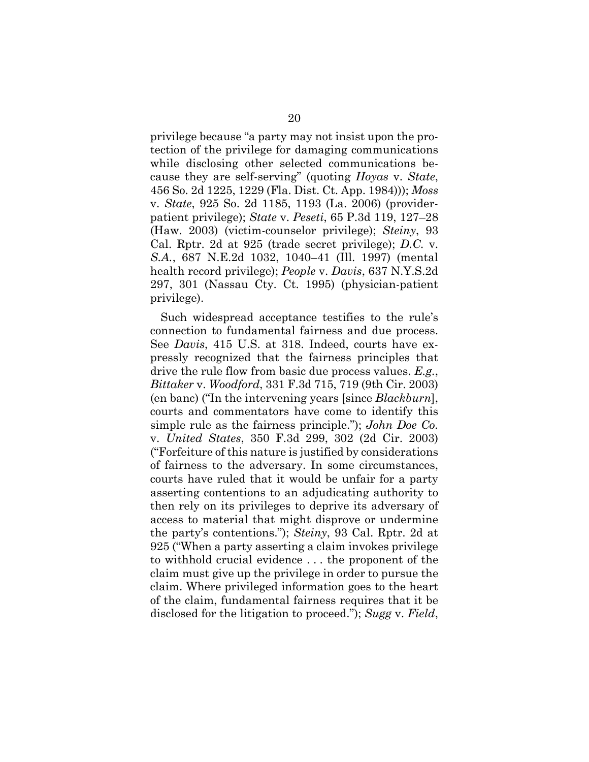privilege because "a party may not insist upon the protection of the privilege for damaging communications while disclosing other selected communications because they are self-serving" (quoting *Hoyas* v. *State*, 456 So. 2d 1225, 1229 (Fla. Dist. Ct. App. 1984))); *Moss* v. *State*, 925 So. 2d 1185, 1193 (La. 2006) (provider-patient privilege); *State* v. *Peseti*, 65 P.3d 119, 127–28 (Haw. 2003) (victim-counselor privilege); *Steiny*, 93 Cal. Rptr. 2d at 925 (trade secret privilege); *D.C.* v. *S.A.*, 687 N.E.2d 1032, 1040–41 (Ill. 1997) (mental health record privilege); *People* v. *Davis*, 637 N.Y.S.2d 297, 301 (Nassau Cty. Ct. 1995) (physician-patient privilege).

Such widespread acceptance testifies to the rule's connection to fundamental fairness and due process. See *Davis*, 415 U.S. at 318. Indeed, courts have expressly recognized that the fairness principles that drive the rule flow from basic due process values. *E.g.*, *Bittaker* v. *Woodford*, 331 F.3d 715, 719 (9th Cir. 2003) (en banc) ("In the intervening years [since *Blackburn*], courts and commentators have come to identify this simple rule as the fairness principle."); *John Doe Co.* v. *United States*, 350 F.3d 299, 302 (2d Cir. 2003) ("Forfeiture of this nature is justified by considerations of fairness to the adversary. In some circumstances, courts have ruled that it would be unfair for a party asserting contentions to an adjudicating authority to then rely on its privileges to deprive its adversary of access to material that might disprove or undermine the party's contentions."); *Steiny*, 93 Cal. Rptr. 2d at 925 ("When a party asserting a claim invokes privilege to withhold crucial evidence . . . the proponent of the claim must give up the privilege in order to pursue the claim. Where privileged information goes to the heart of the claim, fundamental fairness requires that it be disclosed for the litigation to proceed."); *Sugg* v. *Field*,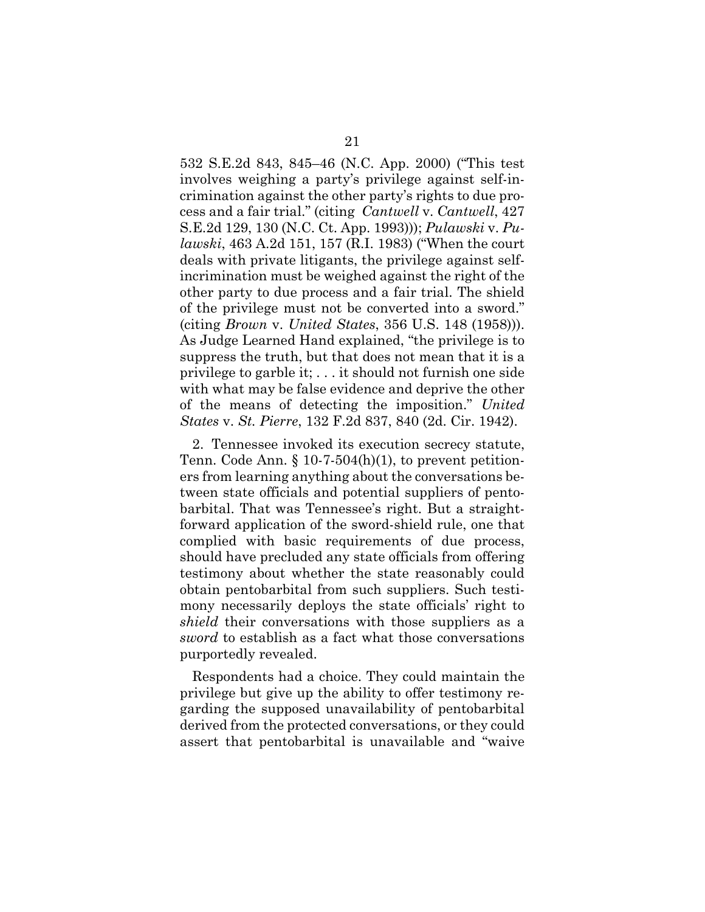532 S.E.2d 843, 845–46 (N.C. App. 2000) ("This test involves weighing a party's privilege against self-incrimination against the other party's rights to due process and a fair trial." (citing *Cantwell* v. *Cantwell*, 427 S.E.2d 129, 130 (N.C. Ct. App. 1993))); *Pulawski* v. *Pulawski*, 463 A.2d 151, 157 (R.I. 1983) ("When the court deals with private litigants, the privilege against self-incrimination must be weighed against the right of the other party to due process and a fair trial. The shield of the privilege must not be converted into a sword." (citing *Brown* v. *United States*, 356 U.S. 148 (1958))). As Judge Learned Hand explained, "the privilege is to suppress the truth, but that does not mean that it is a privilege to garble it; . . . it should not furnish one side with what may be false evidence and deprive the other of the means of detecting the imposition." *United States* v. *St. Pierre*, 132 F.2d 837, 840 (2d. Cir. 1942).

2. Tennessee invoked its execution secrecy statute, Tenn. Code Ann. § 10-7-504(h)(1), to prevent petitioners from learning anything about the conversations between state officials and potential suppliers of pentobarbital. That was Tennessee's right. But a straightforward application of the sword-shield rule, one that complied with basic requirements of due process, should have precluded any state officials from offering testimony about whether the state reasonably could obtain pentobarbital from such suppliers. Such testimony necessarily deploys the state officials' right to *shield* their conversations with those suppliers as a *sword* to establish as a fact what those conversations purportedly revealed.

Respondents had a choice. They could maintain the privilege but give up the ability to offer testimony regarding the supposed unavailability of pentobarbital derived from the protected conversations, or they could assert that pentobarbital is unavailable and "waive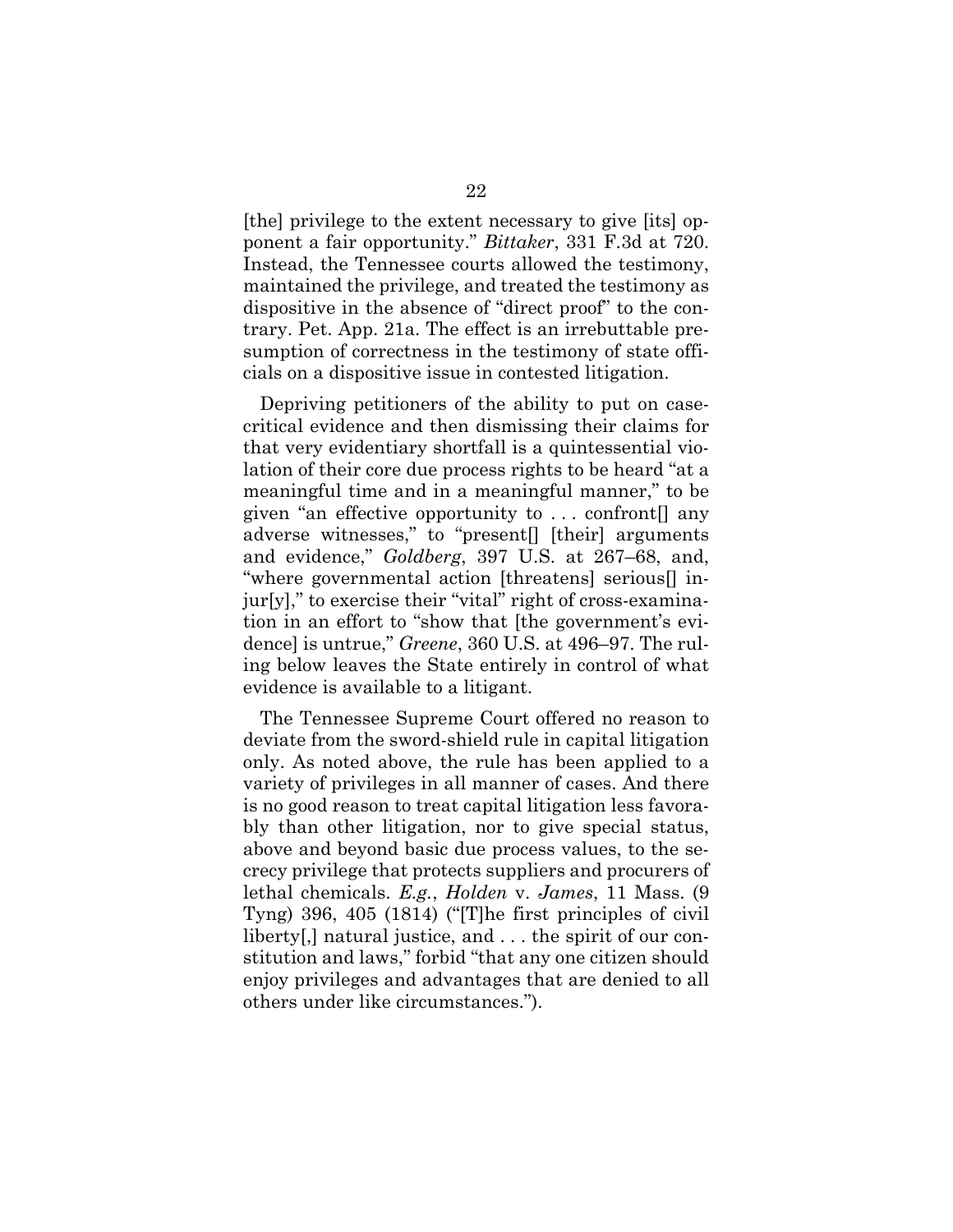[the] privilege to the extent necessary to give [its] opponent a fair opportunity." *Bittaker*, 331 F.3d at 720. Instead, the Tennessee courts allowed the testimony, maintained the privilege, and treated the testimony as dispositive in the absence of "direct proof" to the contrary. Pet. App. 21a. The effect is an irrebuttable presumption of correctness in the testimony of state officials on a dispositive issue in contested litigation.

Depriving petitioners of the ability to put on case-critical evidence and then dismissing their claims for that very evidentiary shortfall is a quintessential violation of their core due process rights to be heard "at a meaningful time and in a meaningful manner," to be given "an effective opportunity to . . . confront[] any adverse witnesses," to "present[] [their] arguments and evidence," *Goldberg*, 397 U.S. at 267–68, and, "where governmental action [threatens] serious[] injur[y]," to exercise their "vital" right of cross-examination in an effort to "show that [the government's evidence] is untrue," *Greene*, 360 U.S. at 496–97. The ruling below leaves the State entirely in control of what evidence is available to a litigant.

The Tennessee Supreme Court offered no reason to deviate from the sword-shield rule in capital litigation only. As noted above, the rule has been applied to a variety of privileges in all manner of cases. And there is no good reason to treat capital litigation less favorably than other litigation, nor to give special status, above and beyond basic due process values, to the secrecy privilege that protects suppliers and procurers of lethal chemicals. *E.g.*, *Holden* v. *James*, 11 Mass. (9 Tyng) 396, 405 (1814) ("[T]he first principles of civil liberty[,] natural justice, and . . . the spirit of our constitution and laws," forbid "that any one citizen should enjoy privileges and advantages that are denied to all others under like circumstances.").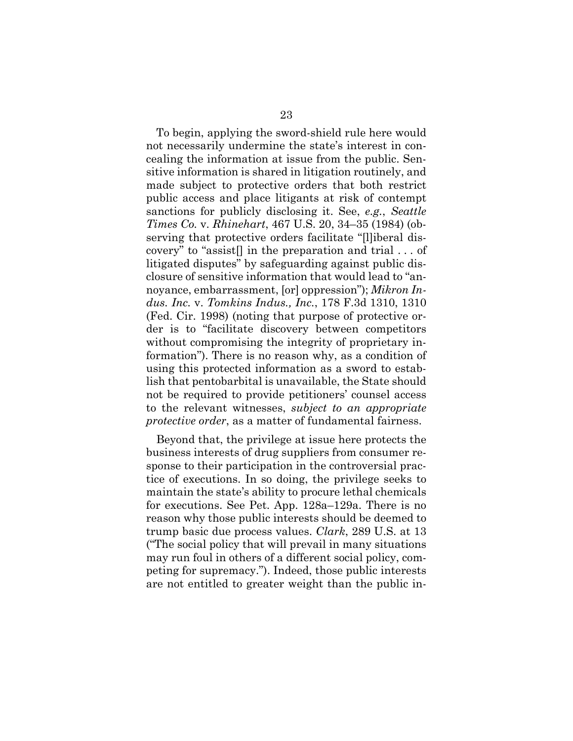To begin, applying the sword-shield rule here would not necessarily undermine the state's interest in concealing the information at issue from the public. Sensitive information is shared in litigation routinely, and made subject to protective orders that both restrict public access and place litigants at risk of contempt sanctions for publicly disclosing it. See, *e.g.*, *Seattle Times Co.* v. *Rhinehart*, 467 U.S. 20, 34–35 (1984) (observing that protective orders facilitate "[l]iberal discovery" to "assist[] in the preparation and trial . . . of litigated disputes" by safeguarding against public disclosure of sensitive information that would lead to "annoyance, embarrassment, [or] oppression"); *Mikron Indus. Inc.* v. *Tomkins Indus., Inc.*, 178 F.3d 1310, 1310 (Fed. Cir. 1998) (noting that purpose of protective order is to "facilitate discovery between competitors without compromising the integrity of proprietary information"). There is no reason why, as a condition of using this protected information as a sword to establish that pentobarbital is unavailable, the State should not be required to provide petitioners' counsel access to the relevant witnesses, *subject to an appropriate protective order*, as a matter of fundamental fairness.

Beyond that, the privilege at issue here protects the business interests of drug suppliers from consumer response to their participation in the controversial practice of executions. In so doing, the privilege seeks to maintain the state's ability to procure lethal chemicals for executions. See Pet. App. 128a–129a. There is no reason why those public interests should be deemed to trump basic due process values. *Clark*, 289 U.S. at 13 ("The social policy that will prevail in many situations may run foul in others of a different social policy, competing for supremacy."). Indeed, those public interests are not entitled to greater weight than the public in-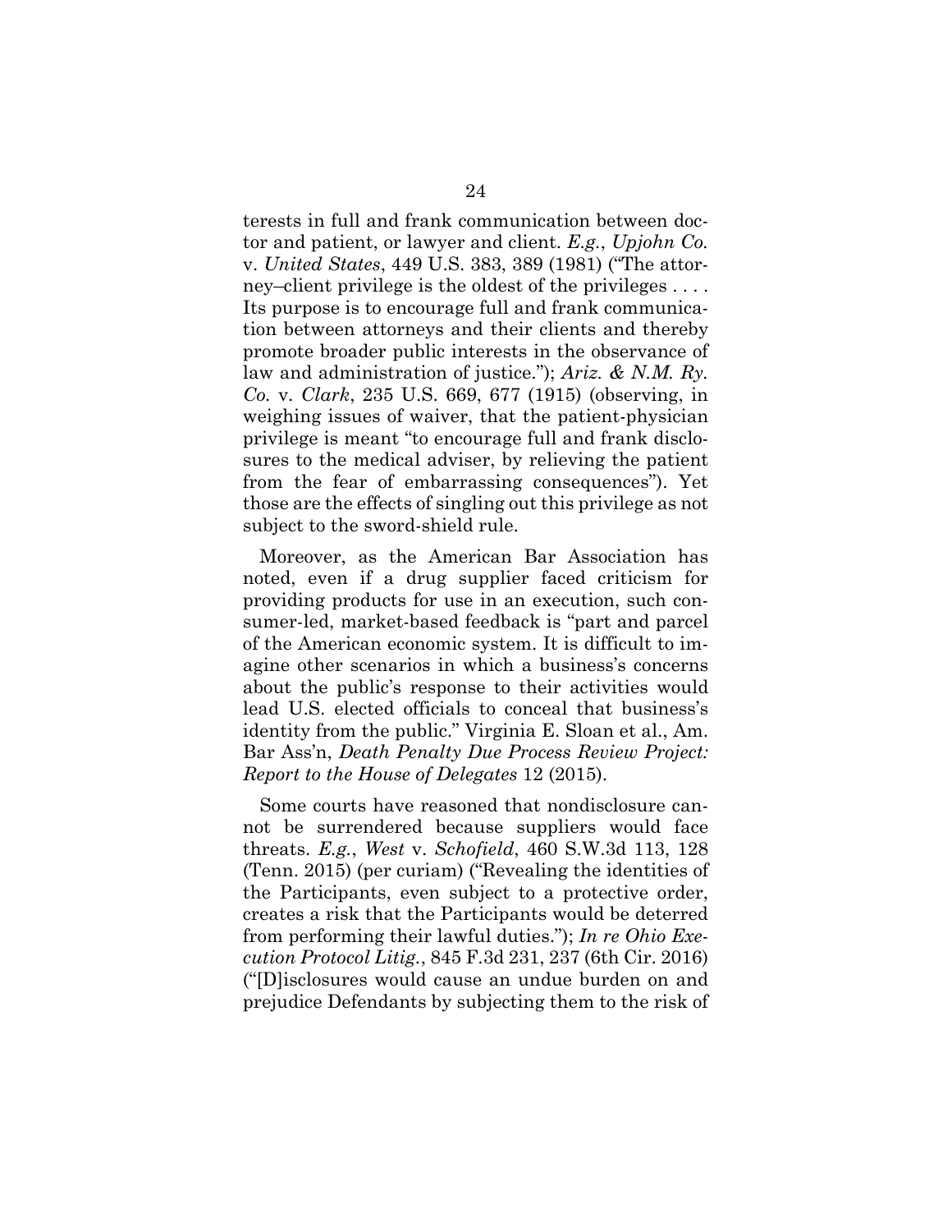terests in full and frank communication between doctor and patient, or lawyer and client. *E.g.*, *Upjohn Co.* v. *United States*, 449 U.S. 383, 389 (1981) ("The attorney–client privilege is the oldest of the privileges . . . . Its purpose is to encourage full and frank communication between attorneys and their clients and thereby promote broader public interests in the observance of law and administration of justice."); *Ariz. & N.M. Ry. Co.* v. *Clark*, 235 U.S. 669, 677 (1915) (observing, in weighing issues of waiver, that the patient-physician privilege is meant "to encourage full and frank disclosures to the medical adviser, by relieving the patient from the fear of embarrassing consequences"). Yet those are the effects of singling out this privilege as not subject to the sword-shield rule.

Moreover, as the American Bar Association has noted, even if a drug supplier faced criticism for providing products for use in an execution, such consumer-led, market-based feedback is "part and parcel of the American economic system. It is difficult to imagine other scenarios in which a business's concerns about the public's response to their activities would lead U.S. elected officials to conceal that business's identity from the public." Virginia E. Sloan et al., Am. Bar Ass'n, *Death Penalty Due Process Review Project: Report to the House of Delegates* 12 (2015).

Some courts have reasoned that nondisclosure cannot be surrendered because suppliers would face threats. *E.g.*, *West* v. *Schofield*, 460 S.W.3d 113, 128 (Tenn. 2015) (per curiam) ("Revealing the identities of the Participants, even subject to a protective order, creates a risk that the Participants would be deterred from performing their lawful duties."); *In re Ohio Execution Protocol Litig.*, 845 F.3d 231, 237 (6th Cir. 2016) ("[D]isclosures would cause an undue burden on and prejudice Defendants by subjecting them to the risk of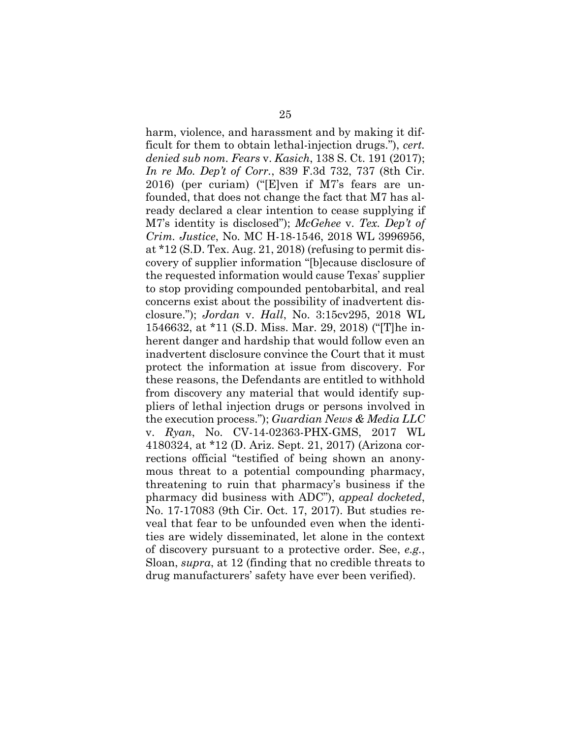harm, violence, and harassment and by making it difficult for them to obtain lethal-injection drugs."), *cert. denied sub nom*. *Fears* v. *Kasich*, 138 S. Ct. 191 (2017); *In re Mo. Dep't of Corr.*, 839 F.3d 732, 737 (8th Cir. 2016) (per curiam) ("[E]ven if M7's fears are unfounded, that does not change the fact that M7 has already declared a clear intention to cease supplying if M7's identity is disclosed"); *McGehee* v. *Tex. Dep't of Crim. Justice*, No. MC H-18-1546, 2018 WL 3996956, at *12 (S.D. Tex. Aug. 21, 2018) (refusing to permit discovery of supplier information "[b]ecause disclosure of the requested information would cause Texas' supplier to stop providing compounded pentobarbital, and real concerns exist about the possibility of inadvertent disclosure."); *Jordan* v. *Hall*, No. 3:15cv295, 2018 WL 1546632, at *11 (S.D. Miss. Mar. 29, 2018) ("[T]he inherent danger and hardship that would follow even an inadvertent disclosure convince the Court that it must protect the information at issue from discovery. For these reasons, the Defendants are entitled to withhold from discovery any material that would identify suppliers of lethal injection drugs or persons involved in the execution process."); *Guardian News & Media LLC* v. *Ryan*, No. CV-14-02363-PHX-GMS, 2017 WL 4180324, at *12 (D. Ariz. Sept. 21, 2017) (Arizona corrections official "testified of being shown an anonymous threat to a potential compounding pharmacy, threatening to ruin that pharmacy's business if the pharmacy did business with ADC"), *appeal docketed*, No. 17-17083 (9th Cir. Oct. 17, 2017). But studies reveal that fear to be unfounded even when the identities are widely disseminated, let alone in the context of discovery pursuant to a protective order. See, *e.g.*, Sloan, *supra*, at 12 (finding that no credible threats to drug manufacturers' safety have ever been verified).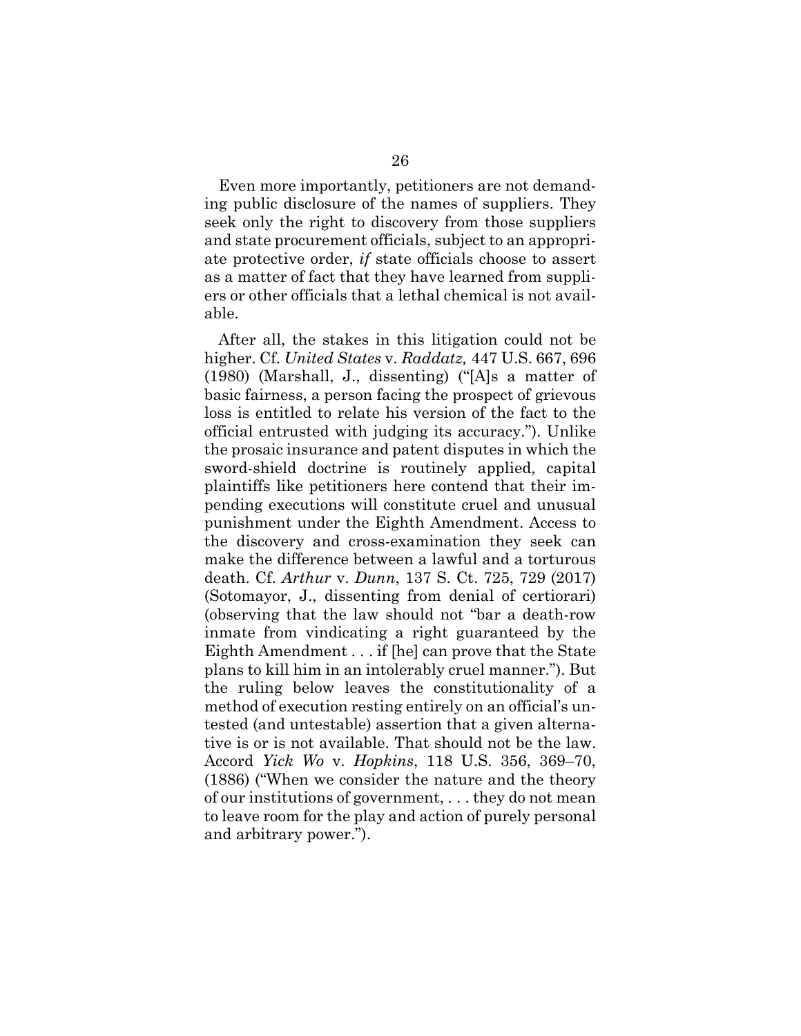Even more importantly, petitioners are not demanding public disclosure of the names of suppliers. They seek only the right to discovery from those suppliers and state procurement officials, subject to an appropriate protective order, *if* state officials choose to assert as a matter of fact that they have learned from suppliers or other officials that a lethal chemical is not available.

After all, the stakes in this litigation could not be higher. Cf. *United States* v. *Raddatz,* 447 U.S. 667, 696 (1980) (Marshall, J., dissenting) ("[A]s a matter of basic fairness, a person facing the prospect of grievous loss is entitled to relate his version of the fact to the official entrusted with judging its accuracy."). Unlike the prosaic insurance and patent disputes in which the sword-shield doctrine is routinely applied, capital plaintiffs like petitioners here contend that their impending executions will constitute cruel and unusual punishment under the Eighth Amendment. Access to the discovery and cross-examination they seek can make the difference between a lawful and a torturous death. Cf. *Arthur* v. *Dunn*, 137 S. Ct. 725, 729 (2017) (Sotomayor, J., dissenting from denial of certiorari) (observing that the law should not "bar a death-row inmate from vindicating a right guaranteed by the Eighth Amendment . . . if [he] can prove that the State plans to kill him in an intolerably cruel manner."). But the ruling below leaves the constitutionality of a method of execution resting entirely on an official's untested (and untestable) assertion that a given alternative is or is not available. That should not be the law. Accord *Yick Wo* v. *Hopkins*, 118 U.S. 356, 369–70, (1886) ("When we consider the nature and the theory of our institutions of government, . . . they do not mean to leave room for the play and action of purely personal and arbitrary power.").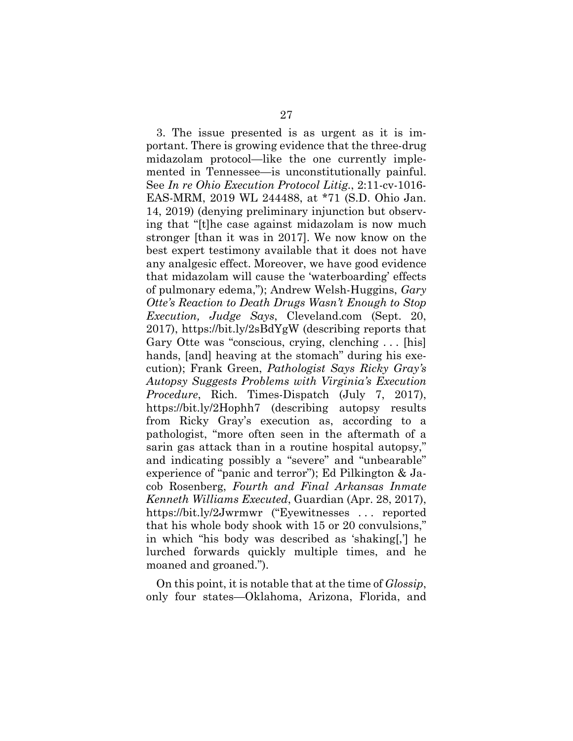3. The issue presented is as urgent as it is important. There is growing evidence that the three-drug midazolam protocol—like the one currently implemented in Tennessee—is unconstitutionally painful. See *In re Ohio Execution Protocol Litig.*, 2:11-cv-1016-EAS-MRM, 2019 WL 244488, at *71 (S.D. Ohio Jan. 14, 2019) (denying preliminary injunction but observing that "[t]he case against midazolam is now much stronger [than it was in 2017]. We now know on the best expert testimony available that it does not have any analgesic effect. Moreover, we have good evidence that midazolam will cause the 'waterboarding' effects of pulmonary edema,"); Andrew Welsh-Huggins, *Gary Otte's Reaction to Death Drugs Wasn't Enough to Stop Execution, Judge Says*, Cleveland.com (Sept. 20, 2017), https://bit.ly/2sBdYgW (describing reports that Gary Otte was "conscious, crying, clenching . . . [his] hands, [and] heaving at the stomach" during his execution); Frank Green, *Pathologist Says Ricky Gray's Autopsy Suggests Problems with Virginia's Execution Procedure*, Rich. Times-Dispatch (July 7, 2017), https://bit.ly/2Hophh7 (describing autopsy results from Ricky Gray's execution as, according to a pathologist, "more often seen in the aftermath of a sarin gas attack than in a routine hospital autopsy," and indicating possibly a "severe" and "unbearable" experience of "panic and terror"); Ed Pilkington & Jacob Rosenberg, *Fourth and Final Arkansas Inmate Kenneth Williams Executed*, Guardian (Apr. 28, 2017), https://bit.ly/2Jwrmwr ("Eyewitnesses . . . reported that his whole body shook with 15 or 20 convulsions," in which "his body was described as 'shaking[,'] he lurched forwards quickly multiple times, and he moaned and groaned.").

On this point, it is notable that at the time of *Glossip*, only four states—Oklahoma, Arizona, Florida, and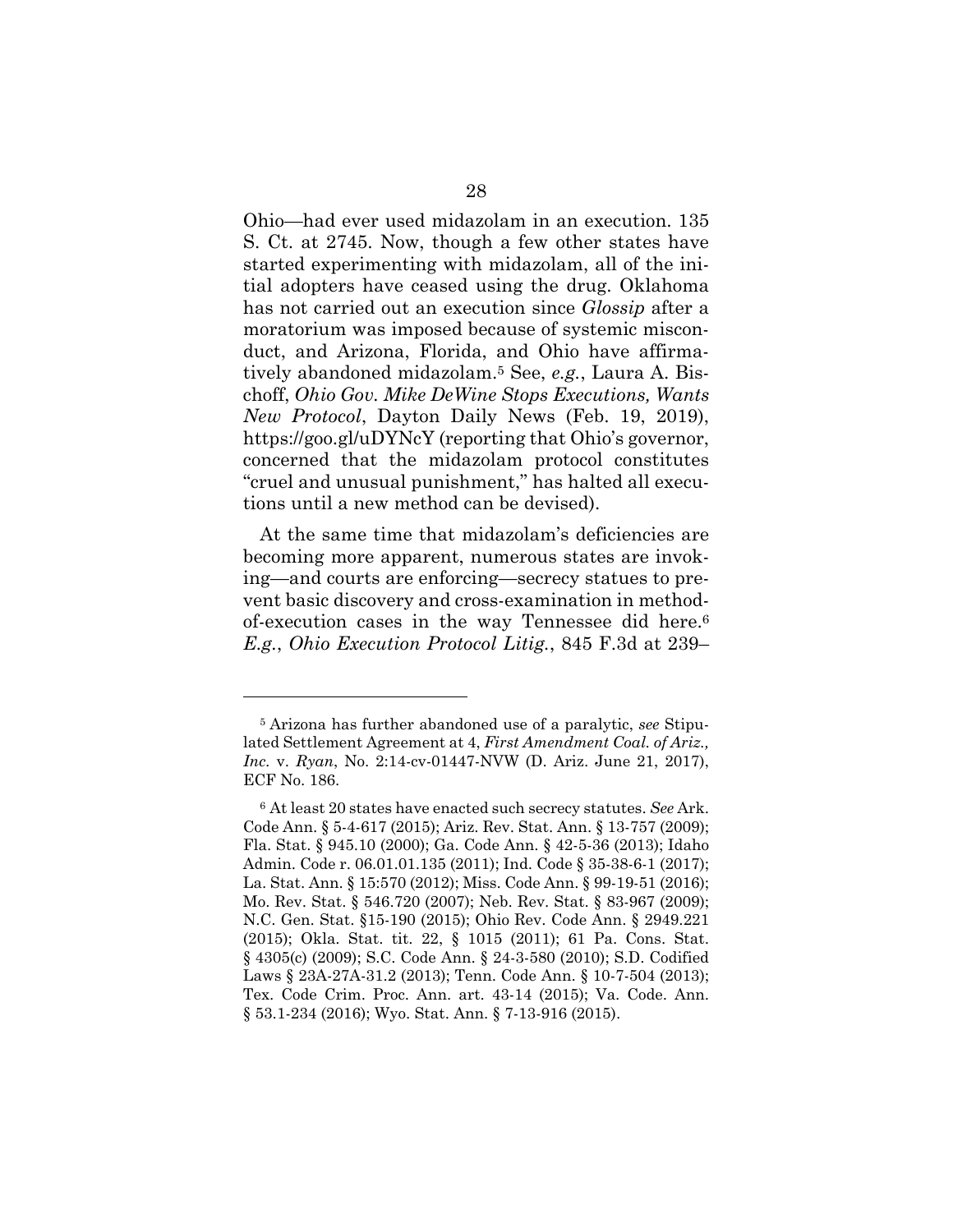Ohio—had ever used midazolam in an execution. 135 S. Ct. at 2745. Now, though a few other states have started experimenting with midazolam, all of the initial adopters have ceased using the drug. Oklahoma has not carried out an execution since *Glossip* after a moratorium was imposed because of systemic misconduct, and Arizona, Florida, and Ohio have affirmatively abandoned midazolam.[5] See, *e.g.*, Laura A. Bischoff, *Ohio Gov. Mike DeWine Stops Executions, Wants New Protocol*, Dayton Daily News (Feb. 19, 2019), https://goo.gl/uDYNcY (reporting that Ohio's governor, concerned that the midazolam protocol constitutes "cruel and unusual punishment," has halted all executions until a new method can be devised).

At the same time that midazolam's deficiencies are becoming more apparent, numerous states are invoking—and courts are enforcing—secrecy statues to prevent basic discovery and cross-examination in method-of-execution cases in the way Tennessee did here.[6] *E.g.*, *Ohio Execution Protocol Litig.*, 845 F.3d at 239–

---

[5] Arizona has further abandoned use of a paralytic, *see* Stipulated Settlement Agreement at 4, *First Amendment Coal. of Ariz., Inc.* v. *Ryan*, No. 2:14-cv-01447-NVW (D. Ariz. June 21, 2017), ECF No. 186.

[6] At least 20 states have enacted such secrecy statutes. *See* Ark. Code Ann. § 5-4-617 (2015); Ariz. Rev. Stat. Ann. § 13-757 (2009); Fla. Stat. § 945.10 (2000); Ga. Code Ann. § 42-5-36 (2013); Idaho Admin. Code r. 06.01.01.135 (2011); Ind. Code § 35-38-6-1 (2017); La. Stat. Ann. § 15:570 (2012); Miss. Code Ann. § 99-19-51 (2016); Mo. Rev. Stat. § 546.720 (2007); Neb. Rev. Stat. § 83-967 (2009); N.C. Gen. Stat. §15-190 (2015); Ohio Rev. Code Ann. § 2949.221 (2015); Okla. Stat. tit. 22, § 1015 (2011); 61 Pa. Cons. Stat. § 4305(c) (2009); S.C. Code Ann. § 24-3-580 (2010); S.D. Codified Laws § 23A-27A-31.2 (2013); Tenn. Code Ann. § 10-7-504 (2013); Tex. Code Crim. Proc. Ann. art. 43-14 (2015); Va. Code. Ann. § 53.1-234 (2016); Wyo. Stat. Ann. § 7-13-916 (2015).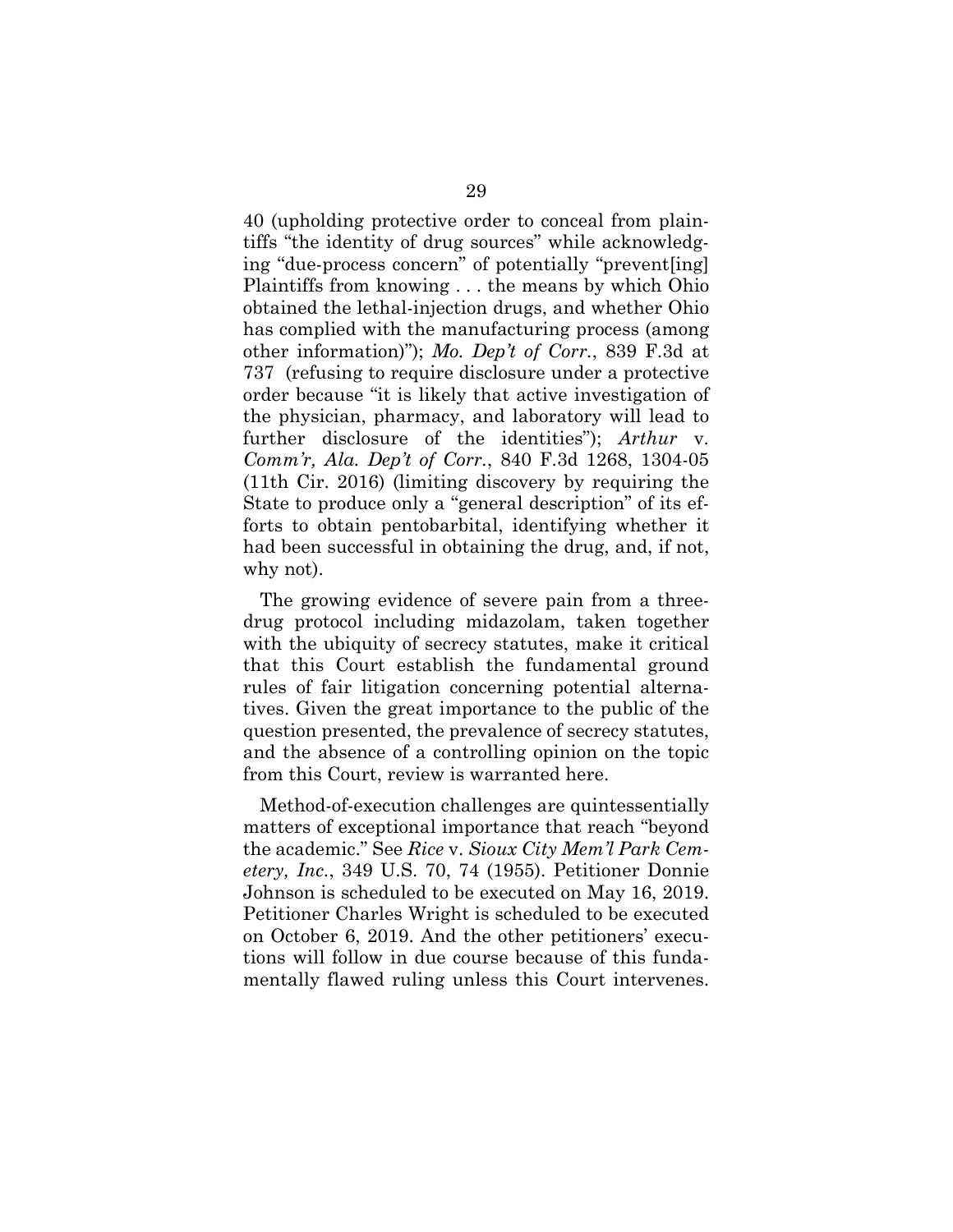40 (upholding protective order to conceal from plaintiffs "the identity of drug sources" while acknowledging "due-process concern" of potentially "prevent[ing] Plaintiffs from knowing . . . the means by which Ohio obtained the lethal-injection drugs, and whether Ohio has complied with the manufacturing process (among other information)"); *Mo. Dep't of Corr.*, 839 F.3d at 737 (refusing to require disclosure under a protective order because "it is likely that active investigation of the physician, pharmacy, and laboratory will lead to further disclosure of the identities"); *Arthur* v. *Comm'r, Ala. Dep't of Corr.*, 840 F.3d 1268, 1304-05 (11th Cir. 2016) (limiting discovery by requiring the State to produce only a "general description" of its efforts to obtain pentobarbital, identifying whether it had been successful in obtaining the drug, and, if not, why not).

The growing evidence of severe pain from a three-drug protocol including midazolam, taken together with the ubiquity of secrecy statutes, make it critical that this Court establish the fundamental ground rules of fair litigation concerning potential alternatives. Given the great importance to the public of the question presented, the prevalence of secrecy statutes, and the absence of a controlling opinion on the topic from this Court, review is warranted here.

Method-of-execution challenges are quintessentially matters of exceptional importance that reach "beyond the academic." See *Rice* v. *Sioux City Mem'l Park Cemetery, Inc.*, 349 U.S. 70, 74 (1955). Petitioner Donnie Johnson is scheduled to be executed on May 16, 2019. Petitioner Charles Wright is scheduled to be executed on October 6, 2019. And the other petitioners' executions will follow in due course because of this fundamentally flawed ruling unless this Court intervenes.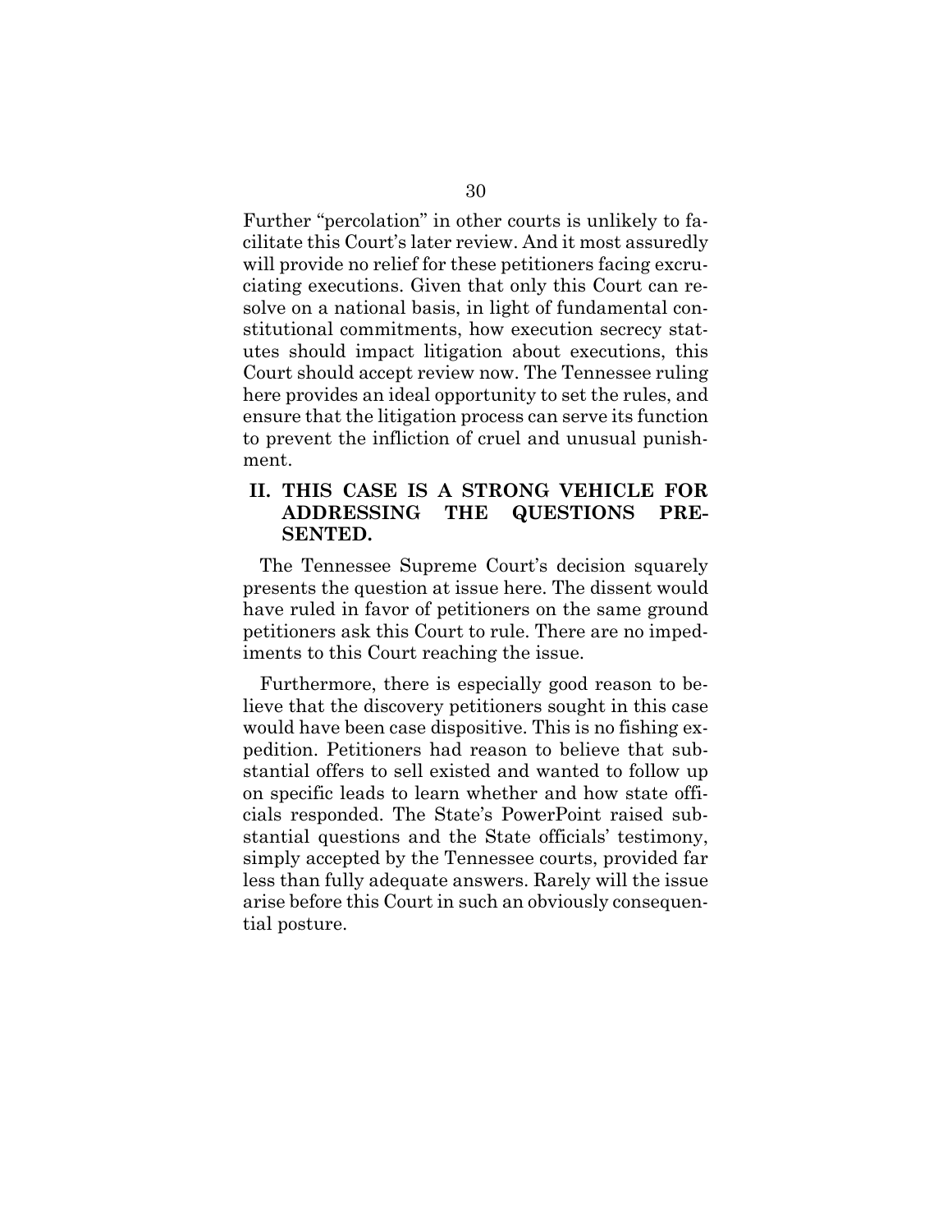Further "percolation" in other courts is unlikely to facilitate this Court's later review. And it most assuredly will provide no relief for these petitioners facing excruciating executions. Given that only this Court can resolve on a national basis, in light of fundamental constitutional commitments, how execution secrecy statutes should impact litigation about executions, this Court should accept review now. The Tennessee ruling here provides an ideal opportunity to set the rules, and ensure that the litigation process can serve its function to prevent the infliction of cruel and unusual punishment.

## II. THIS CASE IS A STRONG VEHICLE FOR ADDRESSING THE QUESTIONS PRESENTED.

The Tennessee Supreme Court's decision squarely presents the question at issue here. The dissent would have ruled in favor of petitioners on the same ground petitioners ask this Court to rule. There are no impediments to this Court reaching the issue.

Furthermore, there is especially good reason to believe that the discovery petitioners sought in this case would have been case dispositive. This is no fishing expedition. Petitioners had reason to believe that substantial offers to sell existed and wanted to follow up on specific leads to learn whether and how state officials responded. The State's PowerPoint raised substantial questions and the State officials' testimony, simply accepted by the Tennessee courts, provided far less than fully adequate answers. Rarely will the issue arise before this Court in such an obviously consequential posture.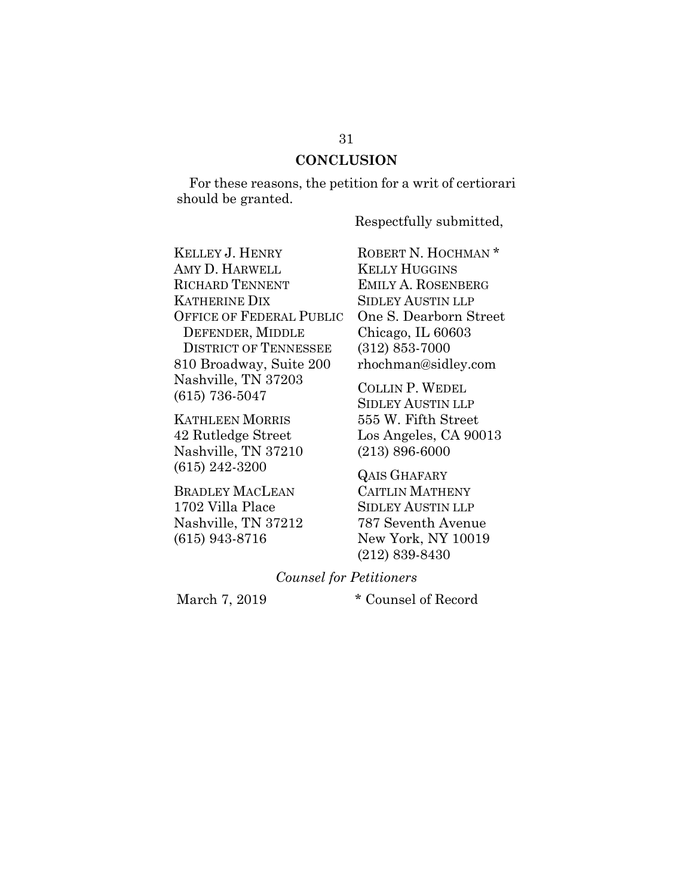## CONCLUSION

For these reasons, the petition for a writ of certiorari should be granted.

Respectfully submitted,

KELLEY J. HENRY
AMY D. HARWELL
RICHARD TENNENT
KATHERINE DIX
OFFICE OF FEDERAL PUBLIC DEFENDER, MIDDLE DISTRICT OF TENNESSEE
810 Broadway, Suite 200
Nashville, TN 37203
(615) 736-5047

KATHLEEN MORRIS
42 Rutledge Street
Nashville, TN 37210
(615) 242-3200

BRADLEY MACLEAN
1702 Villa Place
Nashville, TN 37212
(615) 943-8716

ROBERT N. HOCHMAN *
KELLY HUGGINS
EMILY A. ROSENBERG
SIDLEY AUSTIN LLP
One S. Dearborn Street
Chicago, IL 60603
(312) 853-7000
rhochman@sidley.com

COLLIN P. WEDEL
SIDLEY AUSTIN LLP
555 W. Fifth Street
Los Angeles, CA 90013
(213) 896-6000

QAIS GHAFARY
CAITLIN MATHENY
SIDLEY AUSTIN LLP
787 Seventh Avenue
New York, NY 10019
(212) 839-8430

*Counsel for Petitioners*

March 7, 2019

* Counsel of Record